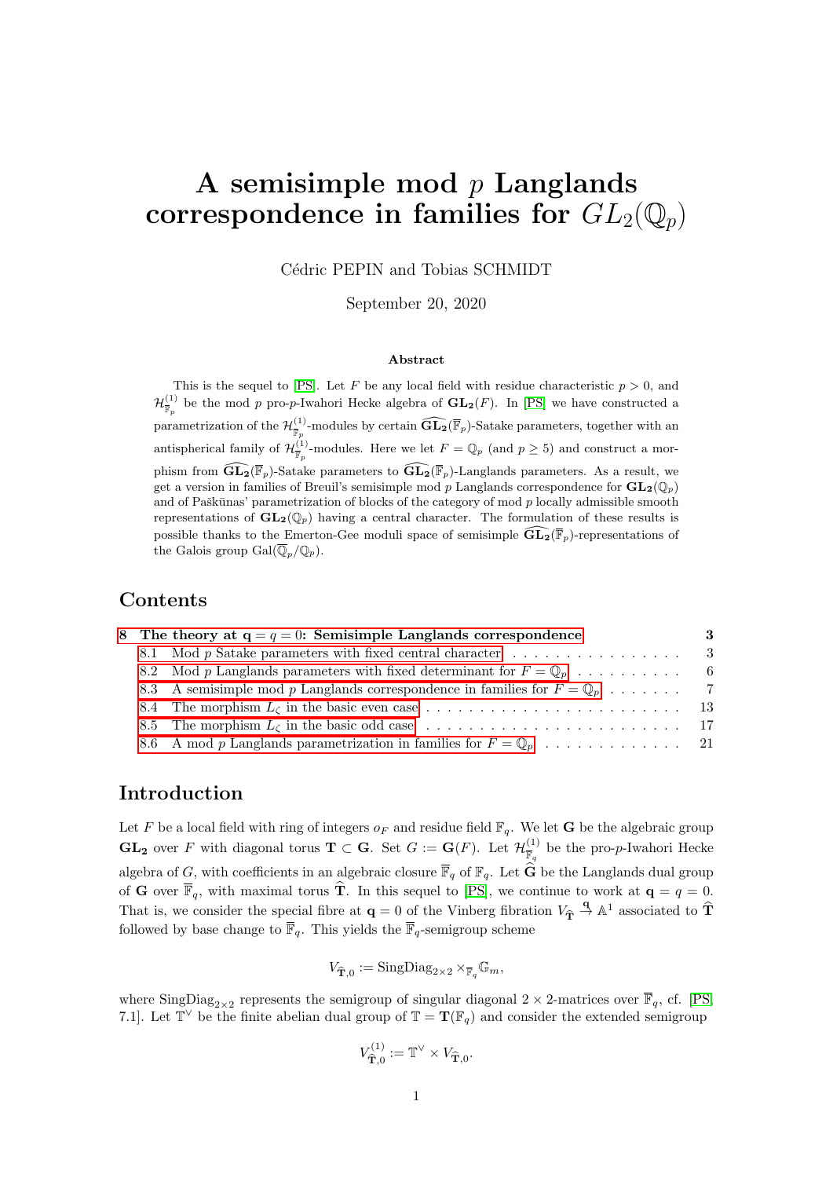# A semisimple mod $p$ Langlands correspondence in families for $GL_2(\mathbb{Q}_p)$

Cédric PEPIN and Tobias SCHMIDT

September 20, 2020

### Abstract

This is the sequel to [PS]. Let $F$ be any local field with residue characteristic $p > 0$, and $\mathcal{H}^{(1)}_{\overline{\mathbb{F}}_p}$ be the mod $p$ pro-$p$-Iwahori Hecke algebra of $\mathbf{GL_2}(F)$. In [PS] we have constructed a parametrization of the $\mathcal{H}^{(1)}_{\overline{\mathbb{F}}_p}$-modules by certain $\widehat{\mathbf{GL_2}}(\overline{\mathbb{F}}_p)$-Satake parameters, together with an antispherical family of $\mathcal{H}^{(1)}_{\overline{\mathbb{F}}_p}$-modules. Here we let $F = \mathbb{Q}_p$ (and $p \geq 5$) and construct a morphism from $\widehat{\mathbf{GL_2}}(\overline{\mathbb{F}}_p)$-Satake parameters to $\widehat{\mathbf{GL_2}}(\overline{\mathbb{F}}_p)$-Langlands parameters. As a result, we get a version in families of Breuil's semisimple mod $p$ Langlands correspondence for $\mathbf{GL_2}(\mathbb{Q}_p)$ and of Paškūnas' parametrization of blocks of the category of mod $p$ locally admissible smooth representations of $\mathbf{GL_2}(\mathbb{Q}_p)$ having a central character. The formulation of these results is possible thanks to the Emerton-Gee moduli space of semisimple $\widehat{\mathbf{GL_2}}(\overline{\mathbb{F}}_p)$-representations of the Galois group $\mathrm{Gal}(\overline{\mathbb{Q}}_p/\mathbb{Q}_p)$.

## Contents

| | |
|---|---|
| **8 The theory at $\mathbf{q} = q = 0$: Semisimple Langlands correspondence** | **3** |
| 8.1 Mod $p$ Satake parameters with fixed central character | 3 |
| 8.2 Mod $p$ Langlands parameters with fixed determinant for $F = \mathbb{Q}_p$ | 6 |
| 8.3 A semisimple mod $p$ Langlands correspondence in families for $F = \mathbb{Q}_p$ | 7 |
| 8.4 The morphism $L_\zeta$ in the basic even case | 13 |
| 8.5 The morphism $L_\zeta$ in the basic odd case | 17 |
| 8.6 A mod $p$ Langlands parametrization in families for $F = \mathbb{Q}_p$ | 21 |

## Introduction

Let $F$ be a local field with ring of integers $o_F$ and residue field $\mathbb{F}_q$. We let $\mathbf{G}$ be the algebraic group $\mathbf{GL_2}$ over $F$ with diagonal torus $\mathbf{T} \subset \mathbf{G}$. Set $G := \mathbf{G}(F)$. Let $\mathcal{H}^{(1)}_{\overline{\mathbb{F}}_q}$ be the pro-$p$-Iwahori Hecke algebra of $G$, with coefficients in an algebraic closure $\overline{\mathbb{F}}_q$ of $\mathbb{F}_q$. Let $\widehat{\mathbf{G}}$ be the Langlands dual group of $\mathbf{G}$ over $\overline{\mathbb{F}}_q$, with maximal torus $\widehat{\mathbf{T}}$. In this sequel to [PS], we continue to work at $\mathbf{q} = q = 0$. That is, we consider the special fibre at $\mathbf{q} = 0$ of the Vinberg fibration $V_{\widehat{\mathbf{T}}} \xrightarrow{\mathbf{q}} \mathbb{A}^1$ associated to $\widehat{\mathbf{T}}$ followed by base change to $\overline{\mathbb{F}}_q$. This yields the $\overline{\mathbb{F}}_q$-semigroup scheme

$$V_{\widehat{\mathbf{T}},0} := \mathrm{SingDiag}_{2\times 2} \times_{\overline{\mathbb{F}}_q} \mathbb{G}_m,$$

where $\mathrm{SingDiag}_{2\times 2}$ represents the semigroup of singular diagonal $2 \times 2$-matrices over $\overline{\mathbb{F}}_q$, cf. [PS, 7.1]. Let $\mathbb{T}^\vee$ be the finite abelian dual group of $\mathbb{T} = \mathbf{T}(\mathbb{F}_q)$ and consider the extended semigroup

$$V^{(1)}_{\widehat{\mathbf{T}},0} := \mathbb{T}^\vee \times V_{\widehat{\mathbf{T}},0}.$$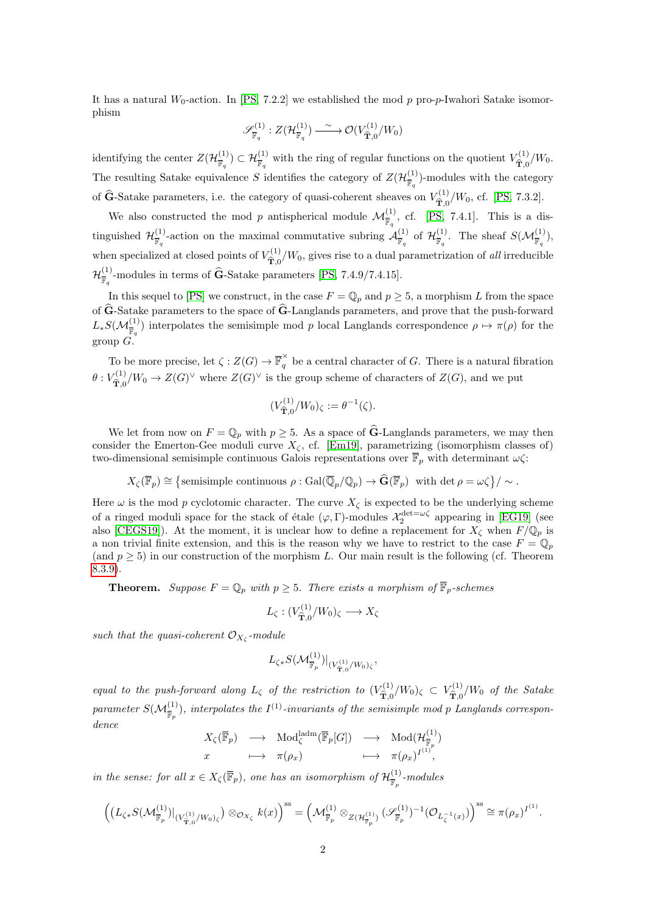It has a natural $W_0$-action. In [PS, 7.2.2] we established the mod $p$ pro-$p$-Iwahori Satake isomorphism

$$\mathscr{S}^{(1)}_{\overline{\mathbb{F}}_q} : Z(\mathcal{H}^{(1)}_{\overline{\mathbb{F}}_q}) \xrightarrow{\ \sim\ } \mathcal{O}(V^{(1)}_{\widehat{\mathbf{T}},0}/W_0)$$

identifying the center $Z(\mathcal{H}^{(1)}_{\overline{\mathbb{F}}_q}) \subset \mathcal{H}^{(1)}_{\overline{\mathbb{F}}_q}$ with the ring of regular functions on the quotient $V^{(1)}_{\widehat{\mathbf{T}},0}/W_0$. The resulting Satake equivalence $S$ identifies the category of $Z(\mathcal{H}^{(1)}_{\overline{\mathbb{F}}_q})$-modules with the category of $\widehat{\mathbf{G}}$-Satake parameters, i.e. the category of quasi-coherent sheaves on $V^{(1)}_{\widehat{\mathbf{T}},0}/W_0$, cf. [PS, 7.3.2].

We also constructed the mod $p$ antispherical module $\mathcal{M}^{(1)}_{\overline{\mathbb{F}}_q}$, cf. [PS, 7.4.1]. This is a distinguished $\mathcal{H}^{(1)}_{\overline{\mathbb{F}}_q}$-action on the maximal commutative subring $\mathcal{A}^{(1)}_{\overline{\mathbb{F}}_q}$ of $\mathcal{H}^{(1)}_{\overline{\mathbb{F}}_q}$. The sheaf $S(\mathcal{M}^{(1)}_{\overline{\mathbb{F}}_q})$, when specialized at closed points of $V^{(1)}_{\widehat{\mathbf{T}},0}/W_0$, gives rise to a dual parametrization of *all* irreducible $\mathcal{H}^{(1)}_{\overline{\mathbb{F}}_q}$-modules in terms of $\widehat{\mathbf{G}}$-Satake parameters [PS, 7.4.9/7.4.15].

In this sequel to [PS] we construct, in the case $F = \mathbb{Q}_p$ and $p \geq 5$, a morphism $L$ from the space of $\widehat{\mathbf{G}}$-Satake parameters to the space of $\widehat{\mathbf{G}}$-Langlands parameters, and prove that the push-forward $L_* S(\mathcal{M}^{(1)}_{\overline{\mathbb{F}}_q})$ interpolates the semisimple mod $p$ local Langlands correspondence $\rho \mapsto \pi(\rho)$ for the group $G$.

To be more precise, let $\zeta : Z(G) \to \overline{\mathbb{F}}_q^\times$ be a central character of $G$. There is a natural fibration $\theta : V^{(1)}_{\widehat{\mathbf{T}},0}/W_0 \to Z(G)^\vee$ where $Z(G)^\vee$ is the group scheme of characters of $Z(G)$, and we put

$$(V^{(1)}_{\widehat{\mathbf{T}},0}/W_0)_\zeta := \theta^{-1}(\zeta).$$

We let from now on $F = \mathbb{Q}_p$ with $p \geq 5$. As a space of $\widehat{\mathbf{G}}$-Langlands parameters, we may then consider the Emerton-Gee moduli curve $X_\zeta$, cf. [Em19], parametrizing (isomorphism classes of) two-dimensional semisimple continuous Galois representations over $\overline{\mathbb{F}}_p$ with determinant $\omega\zeta$:

$$X_\zeta(\overline{\mathbb{F}}_p) \cong \big\{\text{semisimple continuous } \rho : \mathrm{Gal}(\overline{\mathbb{Q}}_p/\mathbb{Q}_p) \to \widehat{\mathbf{G}}(\overline{\mathbb{F}}_p) \ \text{ with } \det\rho = \omega\zeta\big\}/\sim .$$

Here $\omega$ is the mod $p$ cyclotomic character. The curve $X_\zeta$ is expected to be the underlying scheme of a ringed moduli space for the stack of étale $(\varphi, \Gamma)$-modules $\mathcal{X}_2^{\det=\omega\zeta}$ appearing in [EG19] (see also [CEGS19]). At the moment, it is unclear how to define a replacement for $X_\zeta$ when $F/\mathbb{Q}_p$ is a non trivial finite extension, and this is the reason why we have to restrict to the case $F = \mathbb{Q}_p$ (and $p \geq 5$) in our construction of the morphism $L$. Our main result is the following (cf. Theorem 8.3.9).

**Theorem.** *Suppose $F = \mathbb{Q}_p$ with $p \geq 5$. There exists a morphism of $\overline{\mathbb{F}}_p$-schemes*

$$L_\zeta : (V^{(1)}_{\widehat{\mathbf{T}},0}/W_0)_\zeta \longrightarrow X_\zeta$$

*such that the quasi-coherent $\mathcal{O}_{X_\zeta}$-module*

$$L_{\zeta *} S(\mathcal{M}^{(1)}_{\overline{\mathbb{F}}_p})|_{(V^{(1)}_{\widehat{\mathbf{T}},0}/W_0)_\zeta},$$

*equal to the push-forward along $L_\zeta$ of the restriction to $(V^{(1)}_{\widehat{\mathbf{T}},0}/W_0)_\zeta \subset V^{(1)}_{\widehat{\mathbf{T}},0}/W_0$ of the Satake parameter $S(\mathcal{M}^{(1)}_{\overline{\mathbb{F}}_p})$, interpolates the $I^{(1)}$-invariants of the semisimple mod $p$ Langlands correspondence*

$$\begin{array}{ccccc} X_\zeta(\overline{\mathbb{F}}_p) & \longrightarrow & \mathrm{Mod}^{\mathrm{ladm}}_\zeta(\overline{\mathbb{F}}_p[G]) & \longrightarrow & \mathrm{Mod}(\mathcal{H}^{(1)}_{\overline{\mathbb{F}}_p}) \\ x & \longmapsto & \pi(\rho_x) & \longmapsto & \pi(\rho_x)^{I^{(1)}}, \end{array}$$

*in the sense: for all $x \in X_\zeta(\overline{\mathbb{F}}_p)$, one has an isomorphism of $\mathcal{H}^{(1)}_{\overline{\mathbb{F}}_p}$-modules*

$$\Big(\big(L_{\zeta *} S(\mathcal{M}^{(1)}_{\overline{\mathbb{F}}_p})|_{(V^{(1)}_{\widehat{\mathbf{T}},0}/W_0)_\zeta}\big) \otimes_{\mathcal{O}_{X_\zeta}} k(x)\Big)^{\mathrm{ss}} = \Big(\mathcal{M}^{(1)}_{\overline{\mathbb{F}}_p} \otimes_{Z(\mathcal{H}^{(1)}_{\overline{\mathbb{F}}_p})} (\mathscr{S}^{(1)}_{\overline{\mathbb{F}}_p})^{-1}(\mathcal{O}_{L_\zeta^{-1}(x)})\Big)^{\mathrm{ss}} \cong \pi(\rho_x)^{I^{(1)}}.$$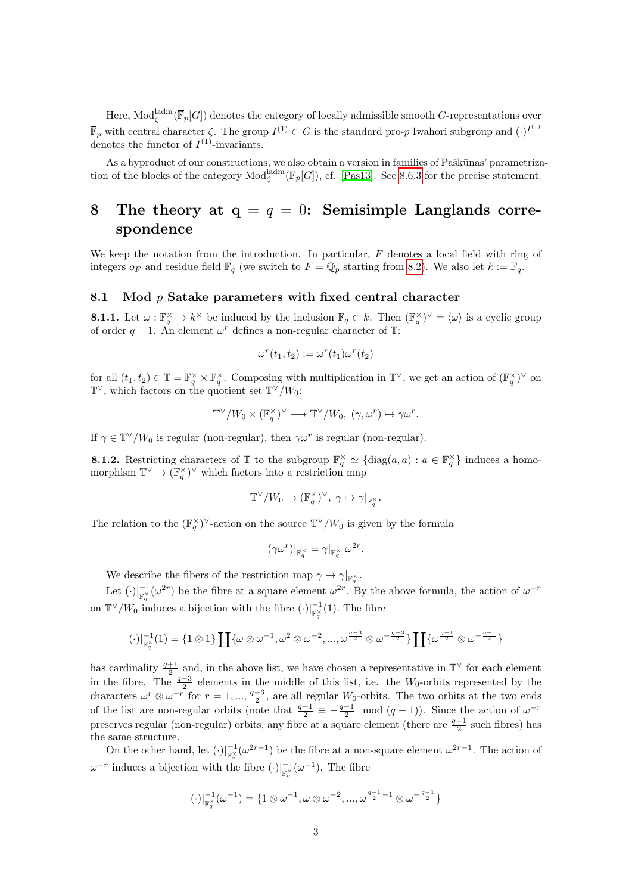Here, $\mathrm{Mod}^{\mathrm{ladm}}_{\zeta}(\overline{\mathbb{F}}_p[G])$ denotes the category of locally admissible smooth $G$-representations over $\overline{\mathbb{F}}_p$ with central character $\zeta$. The group $I^{(1)} \subset G$ is the standard pro-$p$ Iwahori subgroup and $(\cdot)^{I^{(1)}}$ denotes the functor of $I^{(1)}$-invariants.

As a byproduct of our constructions, we also obtain a version in families of Paškūnas' parametrization of the blocks of the category $\mathrm{Mod}^{\mathrm{ladm}}_{\zeta}(\overline{\mathbb{F}}_p[G])$, cf. [Pas13]. See 8.6.3 for the precise statement.

# 8 The theory at $\mathbf{q} = q = 0$: Semisimple Langlands correspondence

We keep the notation from the introduction. In particular, $F$ denotes a local field with ring of integers $o_F$ and residue field $\mathbb{F}_q$ (we switch to $F = \mathbb{Q}_p$ starting from 8.2). We also let $k := \overline{\mathbb{F}}_q$.

## 8.1 Mod $p$ Satake parameters with fixed central character

**8.1.1.** Let $\omega : \mathbb{F}_q^\times \to k^\times$ be induced by the inclusion $\mathbb{F}_q \subset k$. Then $(\mathbb{F}_q^\times)^\vee = \langle \omega \rangle$ is a cyclic group of order $q-1$. An element $\omega^r$ defines a non-regular character of $\mathbb{T}$:

$$\omega^r(t_1,t_2) := \omega^r(t_1)\omega^r(t_2)$$

for all $(t_1,t_2) \in \mathbb{T} = \mathbb{F}_q^\times \times \mathbb{F}_q^\times$. Composing with multiplication in $\mathbb{T}^\vee$, we get an action of $(\mathbb{F}_q^\times)^\vee$ on $\mathbb{T}^\vee$, which factors on the quotient set $\mathbb{T}^\vee/W_0$:

$$\mathbb{T}^\vee/W_0 \times (\mathbb{F}_q^\times)^\vee \longrightarrow \mathbb{T}^\vee/W_0,\ (\gamma,\omega^r) \mapsto \gamma\omega^r.$$

If $\gamma \in \mathbb{T}^\vee/W_0$ is regular (non-regular), then $\gamma\omega^r$ is regular (non-regular).

**8.1.2.** Restricting characters of $\mathbb{T}$ to the subgroup $\mathbb{F}_q^\times \simeq \{\mathrm{diag}(a,a) : a \in \mathbb{F}_q^\times\}$ induces a homomorphism $\mathbb{T}^\vee \to (\mathbb{F}_q^\times)^\vee$ which factors into a restriction map

$$\mathbb{T}^\vee/W_0 \to (\mathbb{F}_q^\times)^\vee,\ \gamma \mapsto \gamma|_{\mathbb{F}_q^\times}.$$

The relation to the $(\mathbb{F}_q^\times)^\vee$-action on the source $\mathbb{T}^\vee/W_0$ is given by the formula

$$(\gamma\omega^r)|_{\mathbb{F}_q^\times} = \gamma|_{\mathbb{F}_q^\times}\,\omega^{2r}.$$

We describe the fibers of the restriction map $\gamma \mapsto \gamma|_{\mathbb{F}_q^\times}$.

Let $(\cdot)|^{-1}_{\mathbb{F}_q^\times}(\omega^{2r})$ be the fibre at a square element $\omega^{2r}$. By the above formula, the action of $\omega^{-r}$ on $\mathbb{T}^\vee/W_0$ induces a bijection with the fibre $(\cdot)|^{-1}_{\mathbb{F}_q^\times}(1)$. The fibre

$$(\cdot)|^{-1}_{\mathbb{F}_q^\times}(1) = \{1\otimes 1\}\coprod\{\omega\otimes\omega^{-1},\omega^2\otimes\omega^{-2},...,\omega^{\frac{q-3}{2}}\otimes\omega^{-\frac{q-3}{2}}\}\coprod\{\omega^{\frac{q-1}{2}}\otimes\omega^{-\frac{q-1}{2}}\}$$

has cardinality $\frac{q+1}{2}$ and, in the above list, we have chosen a representative in $\mathbb{T}^\vee$ for each element in the fibre. The $\frac{q-3}{2}$ elements in the middle of this list, i.e. the $W_0$-orbits represented by the characters $\omega^r\otimes\omega^{-r}$ for $r = 1,...,\frac{q-3}{2}$, are all regular $W_0$-orbits. The two orbits at the two ends of the list are non-regular orbits (note that $\frac{q-1}{2} \equiv -\frac{q-1}{2} \mod (q-1)$). Since the action of $\omega^{-r}$ preserves regular (non-regular) orbits, any fibre at a square element (there are $\frac{q-1}{2}$ such fibres) has the same structure.

On the other hand, let $(\cdot)|^{-1}_{\mathbb{F}_q^\times}(\omega^{2r-1})$ be the fibre at a non-square element $\omega^{2r-1}$. The action of $\omega^{-r}$ induces a bijection with the fibre $(\cdot)|^{-1}_{\mathbb{F}_q^\times}(\omega^{-1})$. The fibre

$$(\cdot)|^{-1}_{\mathbb{F}_q^\times}(\omega^{-1}) = \{1\otimes\omega^{-1},\omega\otimes\omega^{-2},...,\omega^{\frac{q-1}{2}-1}\otimes\omega^{-\frac{q-1}{2}}\}$$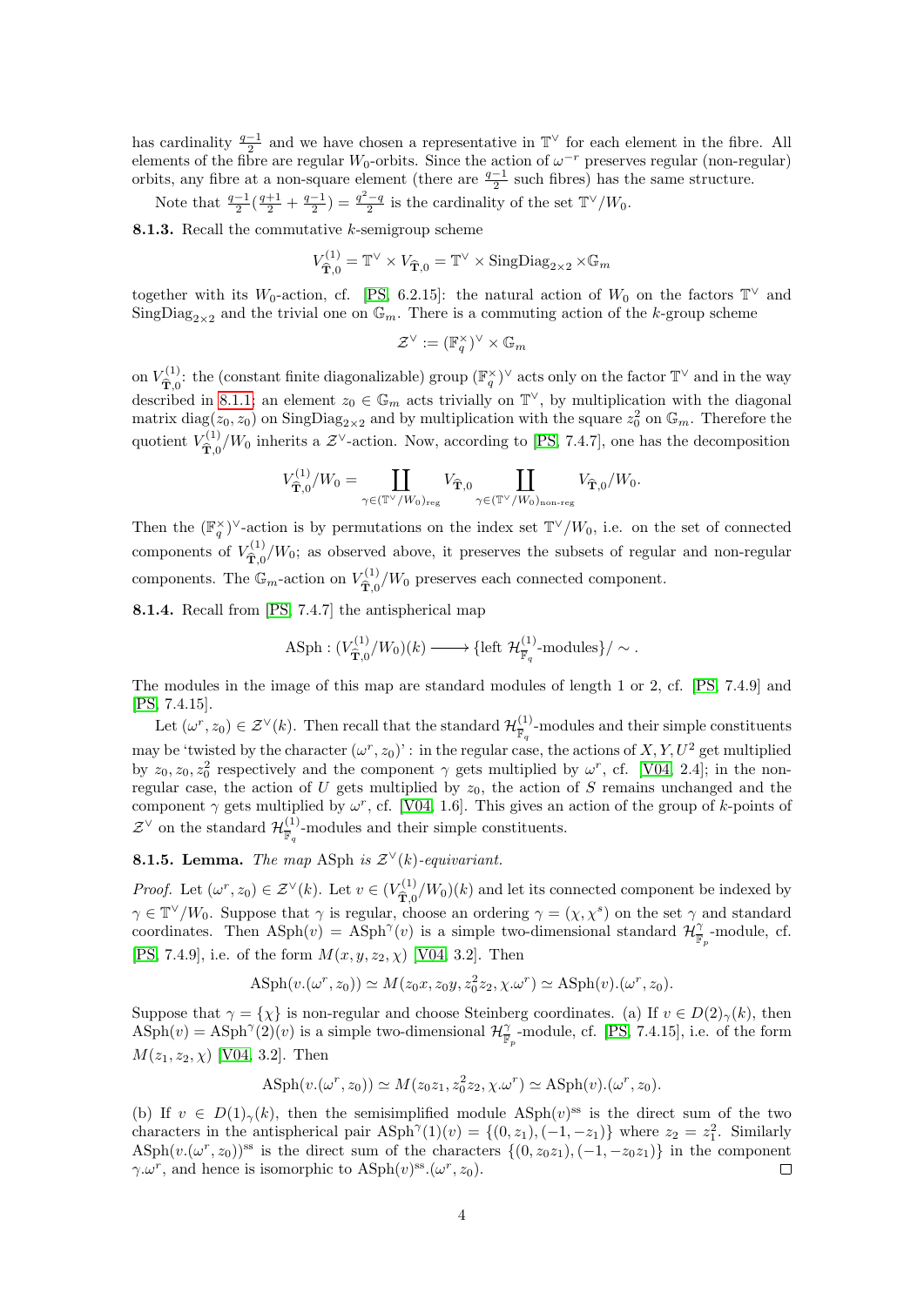has cardinality $\frac{q-1}{2}$ and we have chosen a representative in $\mathbb{T}^\vee$ for each element in the fibre. All elements of the fibre are regular $W_0$-orbits. Since the action of $\omega^{-r}$ preserves regular (non-regular) orbits, any fibre at a non-square element (there are $\frac{q-1}{2}$ such fibres) has the same structure.

Note that $\frac{q-1}{2}(\frac{q+1}{2}+\frac{q-1}{2}) = \frac{q^2-q}{2}$ is the cardinality of the set $\mathbb{T}^\vee/W_0$.

**8.1.3.** Recall the commutative $k$-semigroup scheme

$$V^{(1)}_{\widehat{\mathbf{T}},0} = \mathbb{T}^\vee \times V_{\widehat{\mathbf{T}},0} = \mathbb{T}^\vee \times \mathrm{SingDiag}_{2\times 2} \times \mathbb{G}_m$$

together with its $W_0$-action, cf. [PS, 6.2.15]: the natural action of $W_0$ on the factors $\mathbb{T}^\vee$ and $\mathrm{SingDiag}_{2\times 2}$ and the trivial one on $\mathbb{G}_m$. There is a commuting action of the $k$-group scheme

$$\mathcal{Z}^\vee := (\mathbb{F}_q^\times)^\vee \times \mathbb{G}_m$$

on $V^{(1)}_{\widehat{\mathbf{T}},0}$: the (constant finite diagonalizable) group $(\mathbb{F}_q^\times)^\vee$ acts only on the factor $\mathbb{T}^\vee$ and in the way described in 8.1.1; an element $z_0 \in \mathbb{G}_m$ acts trivially on $\mathbb{T}^\vee$, by multiplication with the diagonal matrix $\mathrm{diag}(z_0, z_0)$ on $\mathrm{SingDiag}_{2\times 2}$ and by multiplication with the square $z_0^2$ on $\mathbb{G}_m$. Therefore the quotient $V^{(1)}_{\widehat{\mathbf{T}},0}/W_0$ inherits a $\mathcal{Z}^\vee$-action. Now, according to [PS, 7.4.7], one has the decomposition

$$V^{(1)}_{\widehat{\mathbf{T}},0}/W_0 = \coprod_{\gamma \in (\mathbb{T}^\vee/W_0)_{\mathrm{reg}}} V_{\widehat{\mathbf{T}},0} \coprod_{\gamma \in (\mathbb{T}^\vee/W_0)_{\mathrm{non\text{-}reg}}} V_{\widehat{\mathbf{T}},0}/W_0.$$

Then the $(\mathbb{F}_q^\times)^\vee$-action is by permutations on the index set $\mathbb{T}^\vee/W_0$, i.e. on the set of connected components of $V^{(1)}_{\widehat{\mathbf{T}},0}/W_0$; as observed above, it preserves the subsets of regular and non-regular components. The $\mathbb{G}_m$-action on $V^{(1)}_{\widehat{\mathbf{T}},0}/W_0$ preserves each connected component.

**8.1.4.** Recall from [PS, 7.4.7] the antispherical map

$$\mathrm{ASph} : (V^{(1)}_{\widehat{\mathbf{T}},0}/W_0)(k) \longrightarrow \{\text{left } \mathcal{H}^{(1)}_{\mathbb{F}_q}\text{-modules}\}/\sim.$$

The modules in the image of this map are standard modules of length 1 or 2, cf. [PS, 7.4.9] and [PS, 7.4.15].

Let $(\omega^r, z_0) \in \mathcal{Z}^\vee(k)$. Then recall that the standard $\mathcal{H}^{(1)}_{\mathbb{F}_q}$-modules and their simple constituents may be 'twisted by the character $(\omega^r, z_0)$' : in the regular case, the actions of $X, Y, U^2$ get multiplied by $z_0, z_0, z_0^2$ respectively and the component $\gamma$ gets multiplied by $\omega^r$, cf. [V04, 2.4]; in the non-regular case, the action of $U$ gets multiplied by $z_0$, the action of $S$ remains unchanged and the component $\gamma$ gets multiplied by $\omega^r$, cf. [V04, 1.6]. This gives an action of the group of $k$-points of $\mathcal{Z}^\vee$ on the standard $\mathcal{H}^{(1)}_{\mathbb{F}_q}$-modules and their simple constituents.

**8.1.5. Lemma.** *The map* ASph *is* $\mathcal{Z}^\vee(k)$*-equivariant.*

*Proof.* Let $(\omega^r, z_0) \in \mathcal{Z}^\vee(k)$. Let $v \in (V^{(1)}_{\widehat{\mathbf{T}},0}/W_0)(k)$ and let its connected component be indexed by $\gamma \in \mathbb{T}^\vee/W_0$. Suppose that $\gamma$ is regular, choose an ordering $\gamma = (\chi, \chi^s)$ on the set $\gamma$ and standard coordinates. Then $\mathrm{ASph}(v) = \mathrm{ASph}^\gamma(v)$ is a simple two-dimensional standard $\mathcal{H}^\gamma_{\mathbb{F}_p}$-module, cf. [PS, 7.4.9], i.e. of the form $M(x, y, z_2, \chi)$ [V04, 3.2]. Then

$$\mathrm{ASph}(v.(\omega^r, z_0)) \simeq M(z_0x, z_0y, z_0^2z_2, \chi.\omega^r) \simeq \mathrm{ASph}(v).(\omega^r, z_0).$$

Suppose that $\gamma = \{\chi\}$ is non-regular and choose Steinberg coordinates. (a) If $v \in D(2)_\gamma(k)$, then $\mathrm{ASph}(v) = \mathrm{ASph}^\gamma(2)(v)$ is a simple two-dimensional $\mathcal{H}^\gamma_{\mathbb{F}_p}$-module, cf. [PS, 7.4.15], i.e. of the form $M(z_1, z_2, \chi)$ [V04, 3.2]. Then

$$\mathrm{ASph}(v.(\omega^r, z_0)) \simeq M(z_0z_1, z_0^2z_2, \chi.\omega^r) \simeq \mathrm{ASph}(v).(\omega^r, z_0).$$

(b) If $v \in D(1)_\gamma(k)$, then the semisimplified module $\mathrm{ASph}(v)^{\mathrm{ss}}$ is the direct sum of the two characters in the antispherical pair $\mathrm{ASph}^\gamma(1)(v) = \{(0, z_1), (-1, -z_1)\}$ where $z_2 = z_1^2$. Similarly $\mathrm{ASph}(v.(\omega^r, z_0))^{\mathrm{ss}}$ is the direct sum of the characters $\{(0, z_0z_1), (-1, -z_0z_1)\}$ in the component $\gamma.\omega^r$, and hence is isomorphic to $\mathrm{ASph}(v)^{\mathrm{ss}}.(\omega^r, z_0)$. $\square$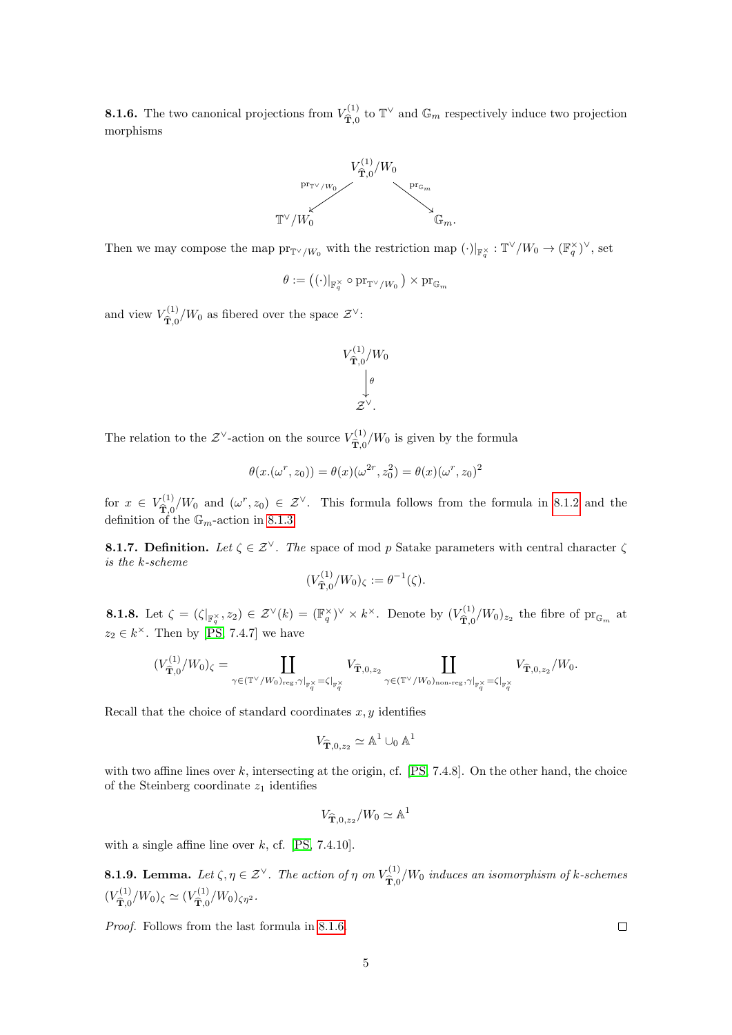**8.1.6.** The two canonical projections from $V^{(1)}_{\widehat{\mathbf{T}},0}$ to $\mathbb{T}^\vee$ and $\mathbb{G}_m$ respectively induce two projection morphisms

$$\begin{array}{ccc} & V^{(1)}_{\widehat{\mathbf{T}},0}/W_0 & \\ {}^{\mathrm{pr}_{\mathbb{T}^\vee/W_0}}\swarrow & & \searrow{}^{\mathrm{pr}_{\mathbb{G}_m}} \\ \mathbb{T}^\vee/W_0 & & \mathbb{G}_m. \end{array}$$

Then we may compose the map $\mathrm{pr}_{\mathbb{T}^\vee/W_0}$ with the restriction map $(\cdot)|_{\mathbb{F}_q^\times} : \mathbb{T}^\vee/W_0 \to (\mathbb{F}_q^\times)^\vee$, set

$$\theta := \left((\cdot)|_{\mathbb{F}_q^\times} \circ \mathrm{pr}_{\mathbb{T}^\vee/W_0}\right) \times \mathrm{pr}_{\mathbb{G}_m}$$

and view $V^{(1)}_{\widehat{\mathbf{T}},0}/W_0$ as fibered over the space $\mathcal{Z}^\vee$:

$$\begin{array}{c} V^{(1)}_{\widehat{\mathbf{T}},0}/W_0 \\ \big\downarrow \theta \\ \mathcal{Z}^\vee. \end{array}$$

The relation to the $\mathcal{Z}^\vee$-action on the source $V^{(1)}_{\widehat{\mathbf{T}},0}/W_0$ is given by the formula

$$\theta(x.(\omega^r, z_0)) = \theta(x)(\omega^{2r}, z_0^2) = \theta(x)(\omega^r, z_0)^2$$

for $x \in V^{(1)}_{\widehat{\mathbf{T}},0}/W_0$ and $(\omega^r, z_0) \in \mathcal{Z}^\vee$. This formula follows from the formula in 8.1.2 and the definition of the $\mathbb{G}_m$-action in 8.1.3.

**8.1.7. Definition.** *Let $\zeta \in \mathcal{Z}^\vee$. The* space of mod $p$ Satake parameters with central character $\zeta$ *is the $k$-scheme*

$$(V^{(1)}_{\widehat{\mathbf{T}},0}/W_0)_\zeta := \theta^{-1}(\zeta).$$

**8.1.8.** Let $\zeta = (\zeta|_{\mathbb{F}_q^\times}, z_2) \in \mathcal{Z}^\vee(k) = (\mathbb{F}_q^\times)^\vee \times k^\times$. Denote by $(V^{(1)}_{\widehat{\mathbf{T}},0}/W_0)_{z_2}$ the fibre of $\mathrm{pr}_{\mathbb{G}_m}$ at $z_2 \in k^\times$. Then by [PS, 7.4.7] we have

$$(V^{(1)}_{\widehat{\mathbf{T}},0}/W_0)_\zeta = \coprod_{\gamma \in (\mathbb{T}^\vee/W_0)_{\mathrm{reg}}, \gamma|_{\mathbb{F}_q^\times} = \zeta|_{\mathbb{F}_q^\times}} V_{\widehat{\mathbf{T}},0,z_2} \quad \coprod_{\gamma \in (\mathbb{T}^\vee/W_0)_{\mathrm{non\text{-}reg}}, \gamma|_{\mathbb{F}_q^\times} = \zeta|_{\mathbb{F}_q^\times}} V_{\widehat{\mathbf{T}},0,z_2}/W_0.$$

Recall that the choice of standard coordinates $x, y$ identifies

$$V_{\widehat{\mathbf{T}},0,z_2} \simeq \mathbb{A}^1 \cup_0 \mathbb{A}^1$$

with two affine lines over $k$, intersecting at the origin, cf. [PS, 7.4.8]. On the other hand, the choice of the Steinberg coordinate $z_1$ identifies

$$V_{\widehat{\mathbf{T}},0,z_2}/W_0 \simeq \mathbb{A}^1$$

with a single affine line over $k$, cf. [PS, 7.4.10].

**8.1.9. Lemma.** *Let $\zeta, \eta \in \mathcal{Z}^\vee$. The action of $\eta$ on $V^{(1)}_{\widehat{\mathbf{T}},0}/W_0$ induces an isomorphism of $k$-schemes $(V^{(1)}_{\widehat{\mathbf{T}},0}/W_0)_\zeta \simeq (V^{(1)}_{\widehat{\mathbf{T}},0}/W_0)_{\zeta\eta^2}$.*

*Proof.* Follows from the last formula in 8.1.6. $\square$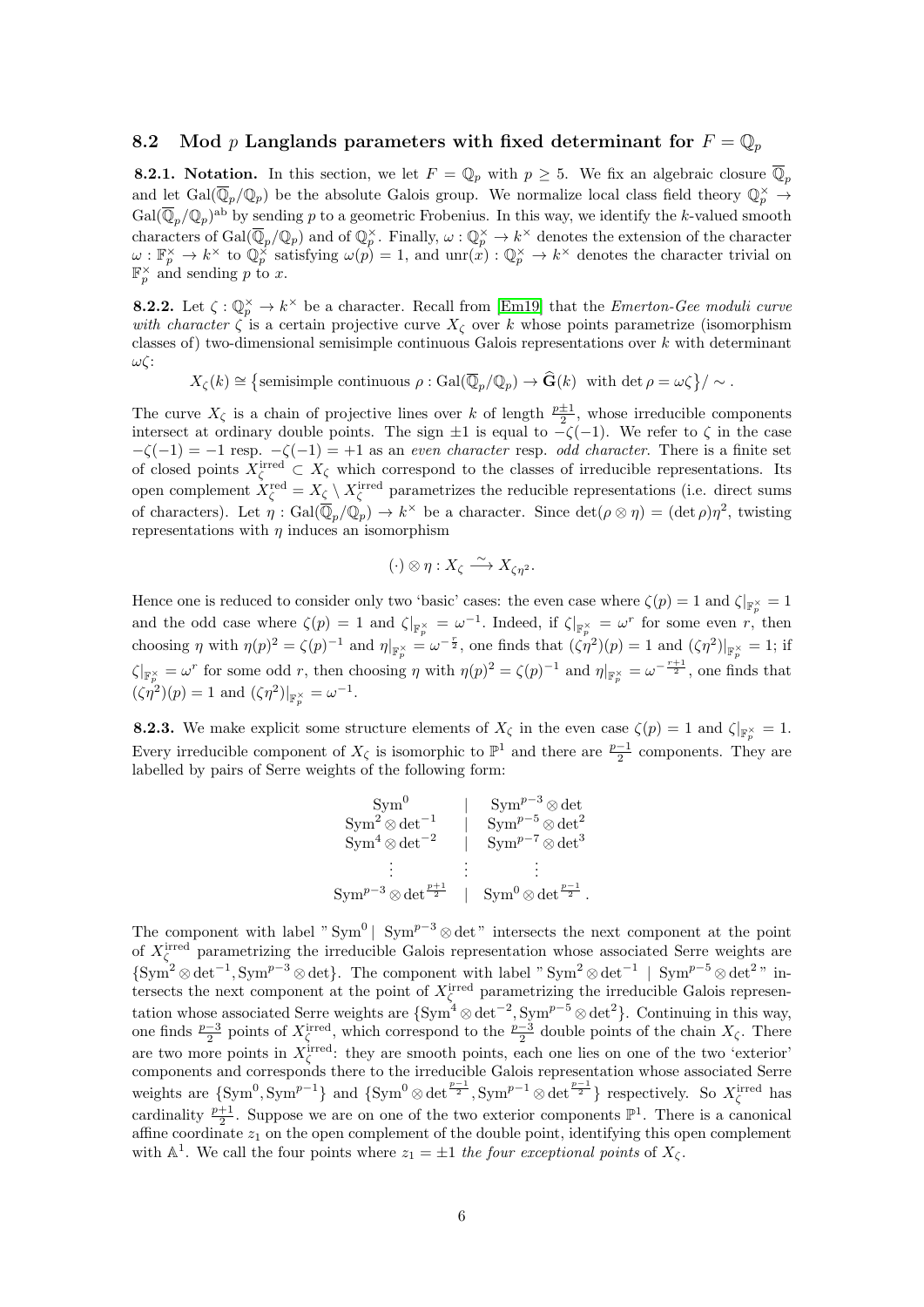## 8.2 Mod $p$ Langlands parameters with fixed determinant for $F = \mathbb{Q}_p$

**8.2.1. Notation.** In this section, we let $F = \mathbb{Q}_p$ with $p \geq 5$. We fix an algebraic closure $\overline{\mathbb{Q}}_p$ and let $\mathrm{Gal}(\overline{\mathbb{Q}}_p/\mathbb{Q}_p)$ be the absolute Galois group. We normalize local class field theory $\mathbb{Q}_p^\times \to \mathrm{Gal}(\overline{\mathbb{Q}}_p/\mathbb{Q}_p)^{\mathrm{ab}}$ by sending $p$ to a geometric Frobenius. In this way, we identify the $k$-valued smooth characters of $\mathrm{Gal}(\overline{\mathbb{Q}}_p/\mathbb{Q}_p)$ and of $\mathbb{Q}_p^\times$. Finally, $\omega : \mathbb{Q}_p^\times \to k^\times$ denotes the extension of the character $\omega : \mathbb{F}_p^\times \to k^\times$ to $\mathbb{Q}_p^\times$ satisfying $\omega(p) = 1$, and $\mathrm{unr}(x) : \mathbb{Q}_p^\times \to k^\times$ denotes the character trivial on $\mathbb{F}_p^\times$ and sending $p$ to $x$.

**8.2.2.** Let $\zeta : \mathbb{Q}_p^\times \to k^\times$ be a character. Recall from [Em19] that the *Emerton-Gee moduli curve with character* $\zeta$ is a certain projective curve $X_\zeta$ over $k$ whose points parametrize (isomorphism classes of) two-dimensional semisimple continuous Galois representations over $k$ with determinant $\omega\zeta$:

$$X_\zeta(k) \cong \left\{\text{semisimple continuous } \rho : \mathrm{Gal}(\overline{\mathbb{Q}}_p/\mathbb{Q}_p) \to \widehat{\mathbf{G}}(k) \ \text{ with } \det \rho = \omega\zeta\right\}/\sim .$$

The curve $X_\zeta$ is a chain of projective lines over $k$ of length $\frac{p\pm 1}{2}$, whose irreducible components intersect at ordinary double points. The sign $\pm 1$ is equal to $-\zeta(-1)$. We refer to $\zeta$ in the case $-\zeta(-1) = -1$ resp. $-\zeta(-1) = +1$ as an *even character* resp. *odd character*. There is a finite set of closed points $X_\zeta^{\mathrm{irred}} \subset X_\zeta$ which correspond to the classes of irreducible representations. Its open complement $X_\zeta^{\mathrm{red}} = X_\zeta \setminus X_\zeta^{\mathrm{irred}}$ parametrizes the reducible representations (i.e. direct sums of characters). Let $\eta : \mathrm{Gal}(\overline{\mathbb{Q}}_p/\mathbb{Q}_p) \to k^\times$ be a character. Since $\det(\rho \otimes \eta) = (\det \rho)\eta^2$, twisting representations with $\eta$ induces an isomorphism

$$(\cdot) \otimes \eta : X_\zeta \xrightarrow{\sim} X_{\zeta\eta^2}.$$

Hence one is reduced to consider only two 'basic' cases: the even case where $\zeta(p) = 1$ and $\zeta|_{\mathbb{F}_p^\times} = 1$ and the odd case where $\zeta(p) = 1$ and $\zeta|_{\mathbb{F}_p^\times} = \omega^{-1}$. Indeed, if $\zeta|_{\mathbb{F}_p^\times} = \omega^r$ for some even $r$, then choosing $\eta$ with $\eta(p)^2 = \zeta(p)^{-1}$ and $\eta|_{\mathbb{F}_p^\times} = \omega^{-\frac{r}{2}}$, one finds that $(\zeta\eta^2)(p) = 1$ and $(\zeta\eta^2)|_{\mathbb{F}_p^\times} = 1$; if $\zeta|_{\mathbb{F}_p^\times} = \omega^r$ for some odd $r$, then choosing $\eta$ with $\eta(p)^2 = \zeta(p)^{-1}$ and $\eta|_{\mathbb{F}_p^\times} = \omega^{-\frac{r+1}{2}}$, one finds that $(\zeta\eta^2)(p) = 1$ and $(\zeta\eta^2)|_{\mathbb{F}_p^\times} = \omega^{-1}$.

**8.2.3.** We make explicit some structure elements of $X_\zeta$ in the even case $\zeta(p) = 1$ and $\zeta|_{\mathbb{F}_p^\times} = 1$. Every irreducible component of $X_\zeta$ is isomorphic to $\mathbb{P}^1$ and there are $\frac{p-1}{2}$ components. They are labelled by pairs of Serre weights of the following form:

$$\begin{array}{ccc}
\mathrm{Sym}^0 & | & \mathrm{Sym}^{p-3} \otimes \det \\
\mathrm{Sym}^2 \otimes \det^{-1} & | & \mathrm{Sym}^{p-5} \otimes \det^2 \\
\mathrm{Sym}^4 \otimes \det^{-2} & | & \mathrm{Sym}^{p-7} \otimes \det^3 \\
\vdots & \vdots & \vdots \\
\mathrm{Sym}^{p-3} \otimes \det^{\frac{p+1}{2}} & | & \mathrm{Sym}^0 \otimes \det^{\frac{p-1}{2}} .
\end{array}$$

The component with label "$\mathrm{Sym}^0 \mid \mathrm{Sym}^{p-3} \otimes \det$" intersects the next component at the point of $X_\zeta^{\mathrm{irred}}$ parametrizing the irreducible Galois representation whose associated Serre weights are $\{\mathrm{Sym}^2 \otimes \det^{-1}, \mathrm{Sym}^{p-3} \otimes \det\}$. The component with label "$\mathrm{Sym}^2 \otimes \det^{-1} \mid \mathrm{Sym}^{p-5} \otimes \det^2$" intersects the next component at the point of $X_\zeta^{\mathrm{irred}}$ parametrizing the irreducible Galois representation whose associated Serre weights are $\{\mathrm{Sym}^4 \otimes \det^{-2}, \mathrm{Sym}^{p-5} \otimes \det^2\}$. Continuing in this way, one finds $\frac{p-3}{2}$ points of $X_\zeta^{\mathrm{irred}}$, which correspond to the $\frac{p-3}{2}$ double points of the chain $X_\zeta$. There are two more points in $X_\zeta^{\mathrm{irred}}$: they are smooth points, each one lies on one of the two 'exterior' components and corresponds there to the irreducible Galois representation whose associated Serre weights are $\{\mathrm{Sym}^0, \mathrm{Sym}^{p-1}\}$ and $\{\mathrm{Sym}^0 \otimes \det^{\frac{p-1}{2}}, \mathrm{Sym}^{p-1} \otimes \det^{\frac{p-1}{2}}\}$ respectively. So $X_\zeta^{\mathrm{irred}}$ has cardinality $\frac{p+1}{2}$. Suppose we are on one of the two exterior components $\mathbb{P}^1$. There is a canonical affine coordinate $z_1$ on the open complement of the double point, identifying this open complement with $\mathbb{A}^1$. We call the four points where $z_1 = \pm 1$ *the four exceptional points* of $X_\zeta$.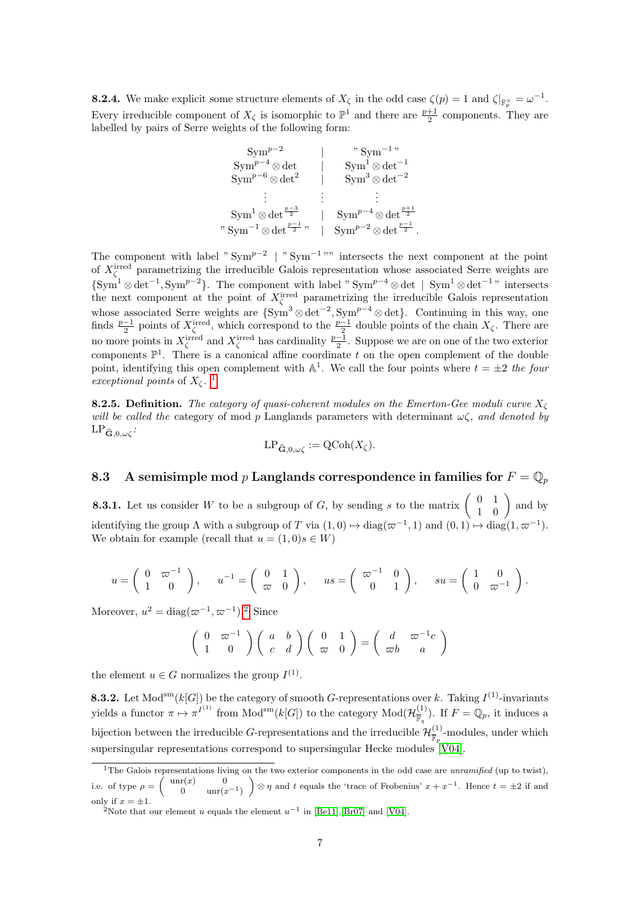**8.2.4.** We make explicit some structure elements of $X_\zeta$ in the odd case $\zeta(p) = 1$ and $\zeta|_{\mathbb{F}_p^\times} = \omega^{-1}$. Every irreducible component of $X_\zeta$ is isomorphic to $\mathbb{P}^1$ and there are $\frac{p+1}{2}$ components. They are labelled by pairs of Serre weights of the following form:

$$
\begin{array}{ccc}
\mathrm{Sym}^{p-2} & | & \text{"}\,\mathrm{Sym}^{-1}\,\text{"} \\
\mathrm{Sym}^{p-4} \otimes \det & | & \mathrm{Sym}^{1} \otimes \det^{-1} \\
\mathrm{Sym}^{p-6} \otimes \det^{2} & | & \mathrm{Sym}^{3} \otimes \det^{-2} \\
\vdots & \vdots & \vdots \\
\mathrm{Sym}^{1} \otimes \det^{\frac{p-3}{2}} & | & \mathrm{Sym}^{p-4} \otimes \det^{\frac{p+1}{2}} \\
\text{"}\,\mathrm{Sym}^{-1} \otimes \det^{\frac{p-1}{2}}\,\text{"} & | & \mathrm{Sym}^{p-2} \otimes \det^{\frac{p-1}{2}}.
\end{array}
$$

The component with label " $\mathrm{Sym}^{p-2}$ | " $\mathrm{Sym}^{-1}$ "" intersects the next component at the point of $X_\zeta^{\mathrm{irred}}$ parametrizing the irreducible Galois representation whose associated Serre weights are $\{\mathrm{Sym}^1 \otimes \det^{-1}, \mathrm{Sym}^{p-2}\}$. The component with label " $\mathrm{Sym}^{p-4} \otimes \det$ | $\mathrm{Sym}^1 \otimes \det^{-1}$ " intersects the next component at the point of $X_\zeta^{\mathrm{irred}}$ parametrizing the irreducible Galois representation whose associated Serre weights are $\{\mathrm{Sym}^3 \otimes \det^{-2}, \mathrm{Sym}^{p-4} \otimes \det\}$. Continuing in this way, one finds $\frac{p-1}{2}$ points of $X_\zeta^{\mathrm{irred}}$, which correspond to the $\frac{p-1}{2}$ double points of the chain $X_\zeta$. There are no more points in $X_\zeta^{\mathrm{irred}}$ and $X_\zeta^{\mathrm{irred}}$ has cardinality $\frac{p-1}{2}$. Suppose we are on one of the two exterior components $\mathbb{P}^1$. There is a canonical affine coordinate $t$ on the open complement of the double point, identifying this open complement with $\mathbb{A}^1$. We call the four points where $t = \pm 2$ *the four exceptional points* of $X_\zeta$. [1]

**8.2.5. Definition.** *The category of quasi-coherent modules on the Emerton-Gee moduli curve $X_\zeta$ will be called the* category of mod $p$ Langlands parameters with determinant $\omega\zeta$*, and denoted by* $\mathrm{LP}_{\widehat{\mathbf{G}},0,\omega\zeta}$*:*

$$\mathrm{LP}_{\widehat{\mathbf{G}},0,\omega\zeta} := \mathrm{QCoh}(X_\zeta).$$

## 8.3 A semisimple mod $p$ Langlands correspondence in families for $F = \mathbb{Q}_p$

**8.3.1.** Let us consider $W$ to be a subgroup of $G$, by sending $s$ to the matrix $\begin{pmatrix} 0 & 1 \\ 1 & 0 \end{pmatrix}$ and by identifying the group $\Lambda$ with a subgroup of $T$ via $(1,0) \mapsto \mathrm{diag}(\varpi^{-1}, 1)$ and $(0,1) \mapsto \mathrm{diag}(1, \varpi^{-1})$. We obtain for example (recall that $u = (1,0)s \in W$)

$$u = \begin{pmatrix} 0 & \varpi^{-1} \\ 1 & 0 \end{pmatrix}, \quad u^{-1} = \begin{pmatrix} 0 & 1 \\ \varpi & 0 \end{pmatrix}, \quad us = \begin{pmatrix} \varpi^{-1} & 0 \\ 0 & 1 \end{pmatrix}, \quad su = \begin{pmatrix} 1 & 0 \\ 0 & \varpi^{-1} \end{pmatrix}.$$

Moreover, $u^2 = \mathrm{diag}(\varpi^{-1}, \varpi^{-1})$.[2] Since

$$\begin{pmatrix} 0 & \varpi^{-1} \\ 1 & 0 \end{pmatrix} \begin{pmatrix} a & b \\ c & d \end{pmatrix} \begin{pmatrix} 0 & 1 \\ \varpi & 0 \end{pmatrix} = \begin{pmatrix} d & \varpi^{-1}c \\ \varpi b & a \end{pmatrix}$$

the element $u \in G$ normalizes the group $I^{(1)}$.

**8.3.2.** Let $\mathrm{Mod}^{\mathrm{sm}}(k[G])$ be the category of smooth $G$-representations over $k$. Taking $I^{(1)}$-invariants yields a functor $\pi \mapsto \pi^{I^{(1)}}$ from $\mathrm{Mod}^{\mathrm{sm}}(k[G])$ to the category $\mathrm{Mod}(\mathcal{H}^{(1)}_{\overline{\mathbb{F}}_q})$. If $F = \mathbb{Q}_p$, it induces a bijection between the irreducible $G$-representations and the irreducible $\mathcal{H}^{(1)}_{\overline{\mathbb{F}}_p}$-modules, under which supersingular representations correspond to supersingular Hecke modules [V04].

---

[1] The Galois representations living on the two exterior components in the odd case are *unramified* (up to twist), i.e. of type $\rho = \begin{pmatrix} \mathrm{unr}(x) & 0 \\ 0 & \mathrm{unr}(x^{-1}) \end{pmatrix} \otimes \eta$ and $t$ equals the 'trace of Frobenius' $x + x^{-1}$. Hence $t = \pm 2$ if and only if $x = \pm 1$.

[2] Note that our element $u$ equals the element $u^{-1}$ in [Be11],[Br07] and [V04].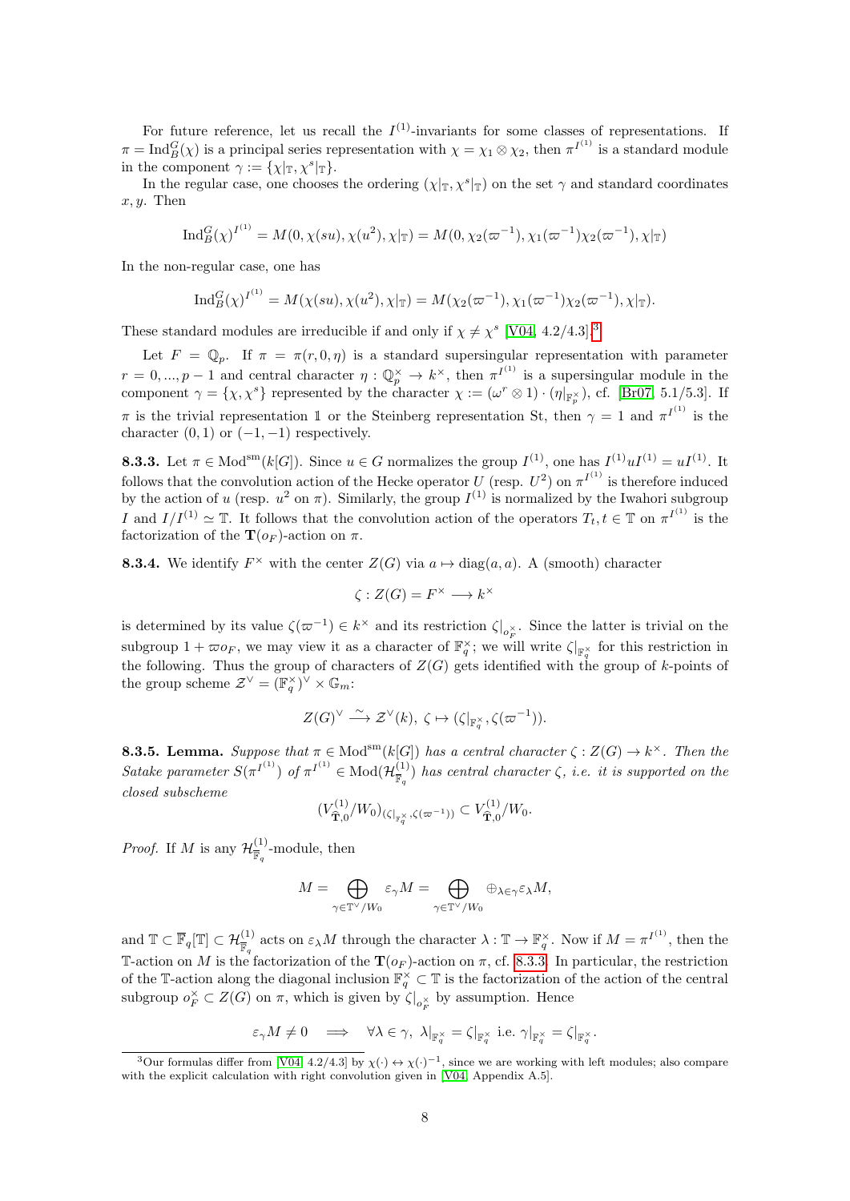For future reference, let us recall the $I^{(1)}$-invariants for some classes of representations. If $\pi = \mathrm{Ind}_B^G(\chi)$ is a principal series representation with $\chi = \chi_1 \otimes \chi_2$, then $\pi^{I^{(1)}}$ is a standard module in the component $\gamma := \{\chi|_{\mathbb{T}}, \chi^s|_{\mathbb{T}}\}$.

In the regular case, one chooses the ordering $(\chi|_{\mathbb{T}}, \chi^s|_{\mathbb{T}})$ on the set $\gamma$ and standard coordinates $x, y$. Then

$$\mathrm{Ind}_B^G(\chi)^{I^{(1)}} = M(0, \chi(su), \chi(u^2), \chi|_{\mathbb{T}}) = M(0, \chi_2(\varpi^{-1}), \chi_1(\varpi^{-1})\chi_2(\varpi^{-1}), \chi|_{\mathbb{T}})$$

In the non-regular case, one has

$$\mathrm{Ind}_B^G(\chi)^{I^{(1)}} = M(\chi(su), \chi(u^2), \chi|_{\mathbb{T}}) = M(\chi_2(\varpi^{-1}), \chi_1(\varpi^{-1})\chi_2(\varpi^{-1}), \chi|_{\mathbb{T}}).$$

These standard modules are irreducible if and only if $\chi \neq \chi^s$ [V04, 4.2/4.3].[3]

Let $F = \mathbb{Q}_p$. If $\pi = \pi(r, 0, \eta)$ is a standard supersingular representation with parameter $r = 0, ..., p-1$ and central character $\eta : \mathbb{Q}_p^\times \to k^\times$, then $\pi^{I^{(1)}}$ is a supersingular module in the component $\gamma = \{\chi, \chi^s\}$ represented by the character $\chi := (\omega^r \otimes 1) \cdot (\eta|_{\mathbb{F}_p^\times})$, cf. [Br07, 5.1/5.3]. If $\pi$ is the trivial representation $\mathbb{1}$ or the Steinberg representation St, then $\gamma = 1$ and $\pi^{I^{(1)}}$ is the character $(0,1)$ or $(-1,-1)$ respectively.

**8.3.3.** Let $\pi \in \mathrm{Mod}^{\mathrm{sm}}(k[G])$. Since $u \in G$ normalizes the group $I^{(1)}$, one has $I^{(1)}uI^{(1)} = uI^{(1)}$. It follows that the convolution action of the Hecke operator $U$ (resp. $U^2$) on $\pi^{I^{(1)}}$ is therefore induced by the action of $u$ (resp. $u^2$ on $\pi$). Similarly, the group $I^{(1)}$ is normalized by the Iwahori subgroup $I$ and $I/I^{(1)} \simeq \mathbb{T}$. It follows that the convolution action of the operators $T_t, t \in \mathbb{T}$ on $\pi^{I^{(1)}}$ is the factorization of the $\mathbf{T}(o_F)$-action on $\pi$.

**8.3.4.** We identify $F^\times$ with the center $Z(G)$ via $a \mapsto \mathrm{diag}(a, a)$. A (smooth) character

$$\zeta : Z(G) = F^\times \longrightarrow k^\times$$

is determined by its value $\zeta(\varpi^{-1}) \in k^\times$ and its restriction $\zeta|_{o_F^\times}$. Since the latter is trivial on the subgroup $1 + \varpi o_F$, we may view it as a character of $\mathbb{F}_q^\times$; we will write $\zeta|_{\mathbb{F}_q^\times}$ for this restriction in the following. Thus the group of characters of $Z(G)$ gets identified with the group of $k$-points of the group scheme $\mathcal{Z}^\vee = (\mathbb{F}_q^\times)^\vee \times \mathbb{G}_m$:

$$Z(G)^\vee \xrightarrow{\sim} \mathcal{Z}^\vee(k), \ \zeta \mapsto (\zeta|_{\mathbb{F}_q^\times}, \zeta(\varpi^{-1})).$$

**8.3.5. Lemma.** *Suppose that $\pi \in \mathrm{Mod}^{\mathrm{sm}}(k[G])$ has a central character $\zeta : Z(G) \to k^\times$. Then the Satake parameter $S(\pi^{I^{(1)}})$ of $\pi^{I^{(1)}} \in \mathrm{Mod}(\mathcal{H}^{(1)}_{\overline{\mathbb{F}}_q})$ has central character $\zeta$, i.e. it is supported on the closed subscheme*

$$(V^{(1)}_{\widehat{\mathbf{T}},0}/W_0)_{(\zeta|_{\mathbb{F}_q^\times}, \zeta(\varpi^{-1}))} \subset V^{(1)}_{\widehat{\mathbf{T}},0}/W_0.$$

*Proof.* If $M$ is any $\mathcal{H}^{(1)}_{\overline{\mathbb{F}}_q}$-module, then

$$M = \bigoplus_{\gamma \in \mathbb{T}^\vee/W_0} \varepsilon_\gamma M = \bigoplus_{\gamma \in \mathbb{T}^\vee/W_0} \oplus_{\lambda \in \gamma} \varepsilon_\lambda M,$$

and $\mathbb{T} \subset \overline{\mathbb{F}}_q[\mathbb{T}] \subset \mathcal{H}^{(1)}_{\overline{\mathbb{F}}_q}$ acts on $\varepsilon_\lambda M$ through the character $\lambda : \mathbb{T} \to \overline{\mathbb{F}}_q^\times$. Now if $M = \pi^{I^{(1)}}$, then the $\mathbb{T}$-action on $M$ is the factorization of the $\mathbf{T}(o_F)$-action on $\pi$, cf. 8.3.3. In particular, the restriction of the $\mathbb{T}$-action along the diagonal inclusion $\mathbb{F}_q^\times \subset \mathbb{T}$ is the factorization of the action of the central subgroup $o_F^\times \subset Z(G)$ on $\pi$, which is given by $\zeta|_{o_F^\times}$ by assumption. Hence

$$\varepsilon_\gamma M \neq 0 \implies \forall \lambda \in \gamma, \ \lambda|_{\mathbb{F}_q^\times} = \zeta|_{\mathbb{F}_q^\times} \text{ i.e. } \gamma|_{\mathbb{F}_q^\times} = \zeta|_{\mathbb{F}_q^\times}.$$

---

[3] Our formulas differ from [V04, 4.2/4.3] by $\chi(\cdot) \leftrightarrow \chi(\cdot)^{-1}$, since we are working with left modules; also compare with the explicit calculation with right convolution given in [V04, Appendix A.5].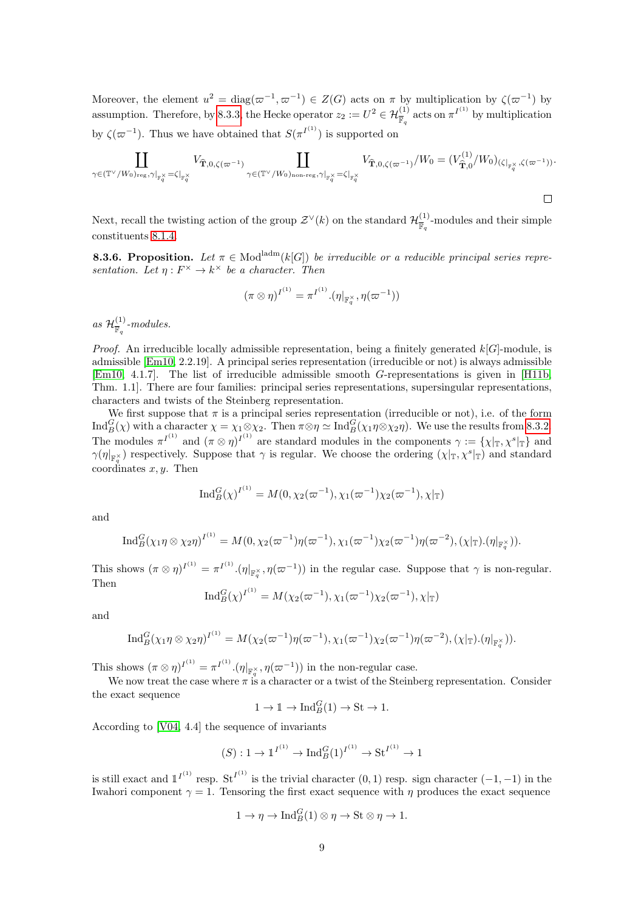Moreover, the element $u^2 = \mathrm{diag}(\varpi^{-1}, \varpi^{-1}) \in Z(G)$ acts on $\pi$ by multiplication by $\zeta(\varpi^{-1})$ by assumption. Therefore, by 8.3.3, the Hecke operator $z_2 := U^2 \in \mathcal{H}^{(1)}_{\overline{\mathbb{F}}_q}$ acts on $\pi^{I^{(1)}}$ by multiplication by $\zeta(\varpi^{-1})$. Thus we have obtained that $S(\pi^{I^{(1)}})$ is supported on

$$\coprod_{\gamma \in (\mathbb{T}^\vee/W_0)_{\mathrm{reg}}, \gamma|_{\mathbb{F}_q^\times} = \zeta|_{\mathbb{F}_q^\times}} V_{\widehat{\mathbf{T}}, 0, \zeta(\varpi^{-1})} \coprod_{\gamma \in (\mathbb{T}^\vee/W_0)_{\text{non-reg}}, \gamma|_{\mathbb{F}_q^\times} = \zeta|_{\mathbb{F}_q^\times}} V_{\widehat{\mathbf{T}}, 0, \zeta(\varpi^{-1})}/W_0 = (V^{(1)}_{\widehat{\mathbf{T}}, 0}/W_0)_{(\zeta|_{\mathbb{F}_q^\times}, \zeta(\varpi^{-1}))}.$$

$\square$

Next, recall the twisting action of the group $\mathcal{Z}^\vee(k)$ on the standard $\mathcal{H}^{(1)}_{\overline{\mathbb{F}}_q}$-modules and their simple constituents 8.1.4.

**8.3.6. Proposition.** *Let $\pi \in \mathrm{Mod}^{\mathrm{ladm}}(k[G])$ be irreducible or a reducible principal series representation. Let $\eta : F^\times \to k^\times$ be a character. Then*

$$(\pi \otimes \eta)^{I^{(1)}} = \pi^{I^{(1)}}.(\eta|_{\mathbb{F}_q^\times}, \eta(\varpi^{-1}))$$

*as $\mathcal{H}^{(1)}_{\overline{\mathbb{F}}_q}$-modules.*

*Proof.* An irreducible locally admissible representation, being a finitely generated $k[G]$-module, is admissible [Em10, 2.2.19]. A principal series representation (irreducible or not) is always admissible [Em10, 4.1.7]. The list of irreducible admissible smooth $G$-representations is given in [H11b, Thm. 1.1]. There are four families: principal series representations, supersingular representations, characters and twists of the Steinberg representation.

We first suppose that $\pi$ is a principal series representation (irreducible or not), i.e. of the form $\mathrm{Ind}_B^G(\chi)$ with a character $\chi = \chi_1 \otimes \chi_2$. Then $\pi \otimes \eta \simeq \mathrm{Ind}_B^G(\chi_1\eta \otimes \chi_2\eta)$. We use the results from 8.3.2. The modules $\pi^{I^{(1)}}$ and $(\pi \otimes \eta)^{I^{(1)}}$ are standard modules in the components $\gamma := \{\chi|_{\mathbb{T}}, \chi^s|_{\mathbb{T}}\}$ and $\gamma(\eta|_{\mathbb{F}_q^\times})$ respectively. Suppose that $\gamma$ is regular. We choose the ordering $(\chi|_{\mathbb{T}}, \chi^s|_{\mathbb{T}})$ and standard coordinates $x, y$. Then

$$\mathrm{Ind}_B^G(\chi)^{I^{(1)}} = M(0, \chi_2(\varpi^{-1}), \chi_1(\varpi^{-1})\chi_2(\varpi^{-1}), \chi|_{\mathbb{T}})$$

and

$$\mathrm{Ind}_B^G(\chi_1\eta \otimes \chi_2\eta)^{I^{(1)}} = M(0, \chi_2(\varpi^{-1})\eta(\varpi^{-1}), \chi_1(\varpi^{-1})\chi_2(\varpi^{-1})\eta(\varpi^{-2}), (\chi|_{\mathbb{T}}).(\eta|_{\mathbb{F}_q^\times})).$$

This shows $(\pi \otimes \eta)^{I^{(1)}} = \pi^{I^{(1)}}.(\eta|_{\mathbb{F}_q^\times}, \eta(\varpi^{-1}))$ in the regular case. Suppose that $\gamma$ is non-regular. Then

$$\mathrm{Ind}_B^G(\chi)^{I^{(1)}} = M(\chi_2(\varpi^{-1}), \chi_1(\varpi^{-1})\chi_2(\varpi^{-1}), \chi|_{\mathbb{T}})$$

and

$$\mathrm{Ind}_B^G(\chi_1\eta \otimes \chi_2\eta)^{I^{(1)}} = M(\chi_2(\varpi^{-1})\eta(\varpi^{-1}), \chi_1(\varpi^{-1})\chi_2(\varpi^{-1})\eta(\varpi^{-2}), (\chi|_{\mathbb{T}}).(\eta|_{\mathbb{F}_q^\times})).$$

This shows $(\pi \otimes \eta)^{I^{(1)}} = \pi^{I^{(1)}}.(\eta|_{\mathbb{F}_q^\times}, \eta(\varpi^{-1}))$ in the non-regular case.

We now treat the case where $\pi$ is a character or a twist of the Steinberg representation. Consider the exact sequence

$$1 \to \mathbb{1} \to \mathrm{Ind}_B^G(1) \to \mathrm{St} \to 1.$$

According to [V04, 4.4] the sequence of invariants

$$(S) : 1 \to \mathbb{1}^{I^{(1)}} \to \mathrm{Ind}_B^G(1)^{I^{(1)}} \to \mathrm{St}^{I^{(1)}} \to 1$$

is still exact and $\mathbb{1}^{I^{(1)}}$ resp. $\mathrm{St}^{I^{(1)}}$ is the trivial character $(0, 1)$ resp. sign character $(-1, -1)$ in the Iwahori component $\gamma = 1$. Tensoring the first exact sequence with $\eta$ produces the exact sequence

$$1 \to \eta \to \mathrm{Ind}_B^G(1) \otimes \eta \to \mathrm{St} \otimes \eta \to 1.$$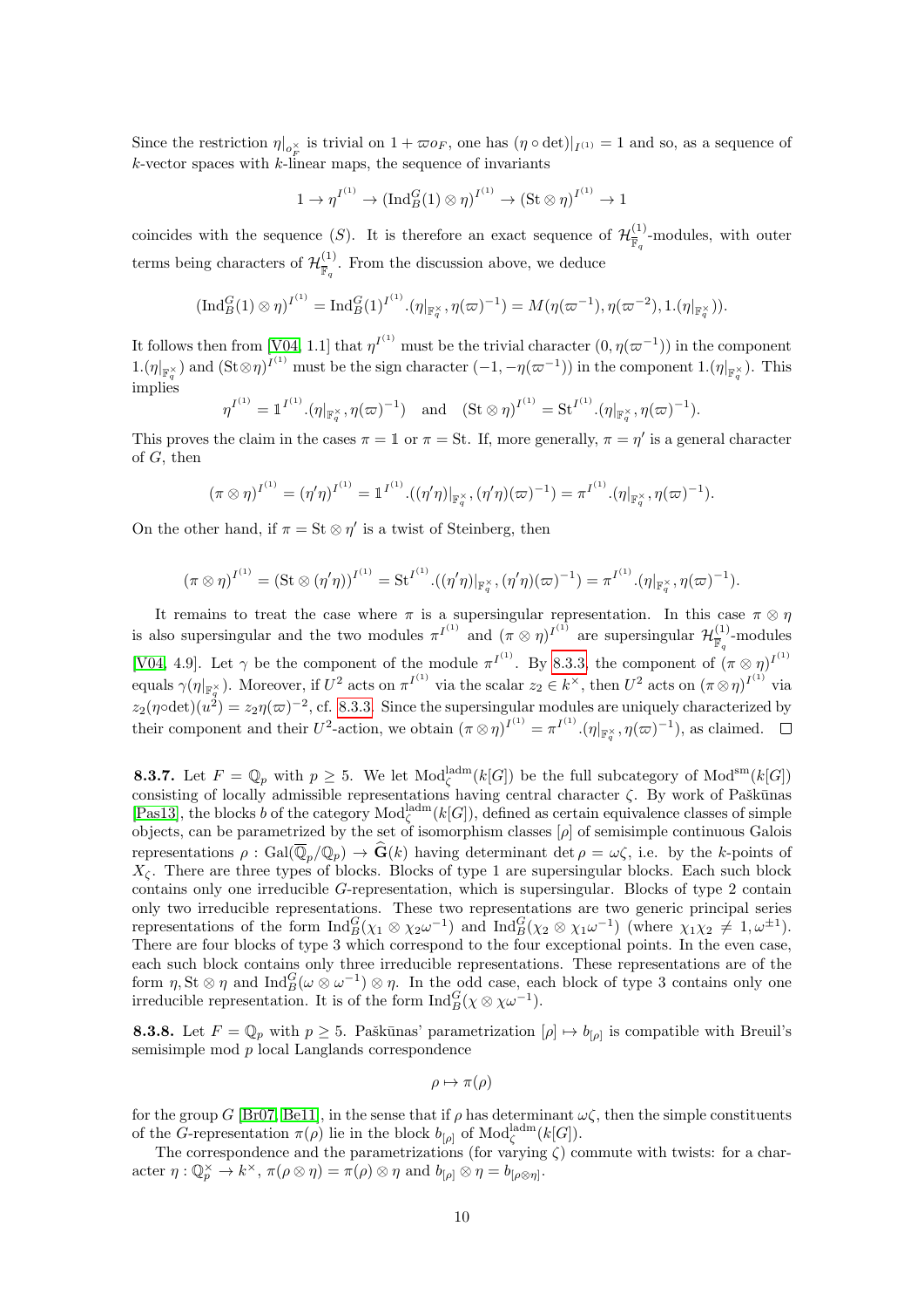Since the restriction $\eta|_{o_F^\times}$ is trivial on $1+\varpi o_F$, one has $(\eta\circ\det)|_{I^{(1)}}=1$ and so, as a sequence of $k$-vector spaces with $k$-linear maps, the sequence of invariants

$$1\to\eta^{I^{(1)}}\to(\mathrm{Ind}_B^G(1)\otimes\eta)^{I^{(1)}}\to(\mathrm{St}\otimes\eta)^{I^{(1)}}\to 1$$

coincides with the sequence $(S)$. It is therefore an exact sequence of $\mathcal{H}^{(1)}_{\overline{\mathbb{F}}_q}$-modules, with outer terms being characters of $\mathcal{H}^{(1)}_{\overline{\mathbb{F}}_q}$. From the discussion above, we deduce

$$(\mathrm{Ind}_B^G(1)\otimes\eta)^{I^{(1)}}=\mathrm{Ind}_B^G(1)^{I^{(1)}}.(\eta|_{\mathbb{F}_q^\times},\eta(\varpi)^{-1})=M(\eta(\varpi^{-1}),\eta(\varpi^{-2}),1.(\eta|_{\mathbb{F}_q^\times})).$$

It follows then from [V04, 1.1] that $\eta^{I^{(1)}}$ must be the trivial character $(0,\eta(\varpi^{-1}))$ in the component $1.(\eta|_{\mathbb{F}_q^\times})$ and $(\mathrm{St}\otimes\eta)^{I^{(1)}}$ must be the sign character $(-1,-\eta(\varpi^{-1}))$ in the component $1.(\eta|_{\mathbb{F}_q^\times})$. This implies

$$\eta^{I^{(1)}}=\mathbb{1}^{I^{(1)}}.(\eta|_{\mathbb{F}_q^\times},\eta(\varpi)^{-1})\quad\text{and}\quad(\mathrm{St}\otimes\eta)^{I^{(1)}}=\mathrm{St}^{I^{(1)}}.(\eta|_{\mathbb{F}_q^\times},\eta(\varpi)^{-1}).$$

This proves the claim in the cases $\pi=\mathbb{1}$ or $\pi=\mathrm{St}$. If, more generally, $\pi=\eta'$ is a general character of $G$, then

$$(\pi\otimes\eta)^{I^{(1)}}=(\eta'\eta)^{I^{(1)}}=\mathbb{1}^{I^{(1)}}.((\eta'\eta)|_{\mathbb{F}_q^\times},(\eta'\eta)(\varpi)^{-1})=\pi^{I^{(1)}}.(\eta|_{\mathbb{F}_q^\times},\eta(\varpi)^{-1}).$$

On the other hand, if $\pi=\mathrm{St}\otimes\eta'$ is a twist of Steinberg, then

$$(\pi\otimes\eta)^{I^{(1)}}=(\mathrm{St}\otimes(\eta'\eta))^{I^{(1)}}=\mathrm{St}^{I^{(1)}}.((\eta'\eta)|_{\mathbb{F}_q^\times},(\eta'\eta)(\varpi)^{-1})=\pi^{I^{(1)}}.(\eta|_{\mathbb{F}_q^\times},\eta(\varpi)^{-1}).$$

It remains to treat the case where $\pi$ is a supersingular representation. In this case $\pi\otimes\eta$ is also supersingular and the two modules $\pi^{I^{(1)}}$ and $(\pi\otimes\eta)^{I^{(1)}}$ are supersingular $\mathcal{H}^{(1)}_{\overline{\mathbb{F}}_q}$-modules [V04, 4.9]. Let $\gamma$ be the component of the module $\pi^{I^{(1)}}$. By 8.3.3, the component of $(\pi\otimes\eta)^{I^{(1)}}$ equals $\gamma(\eta|_{\mathbb{F}_q^\times})$. Moreover, if $U^2$ acts on $\pi^{I^{(1)}}$ via the scalar $z_2\in k^\times$, then $U^2$ acts on $(\pi\otimes\eta)^{I^{(1)}}$ via $z_2(\eta\circ\det)(u^2)=z_2\eta(\varpi)^{-2}$, cf. 8.3.3. Since the supersingular modules are uniquely characterized by their component and their $U^2$-action, we obtain $(\pi\otimes\eta)^{I^{(1)}}=\pi^{I^{(1)}}.(\eta|_{\mathbb{F}_q^\times},\eta(\varpi)^{-1})$, as claimed. □

**8.3.7.** Let $F=\mathbb{Q}_p$ with $p\geq 5$. We let $\mathrm{Mod}_\zeta^{\mathrm{ladm}}(k[G])$ be the full subcategory of $\mathrm{Mod}^{\mathrm{sm}}(k[G])$ consisting of locally admissible representations having central character $\zeta$. By work of Paškūnas [Pas13], the blocks $b$ of the category $\mathrm{Mod}_\zeta^{\mathrm{ladm}}(k[G])$, defined as certain equivalence classes of simple objects, can be parametrized by the set of isomorphism classes $[\rho]$ of semisimple continuous Galois representations $\rho:\mathrm{Gal}(\overline{\mathbb{Q}}_p/\mathbb{Q}_p)\to\widehat{\mathbf{G}}(k)$ having determinant $\det\rho=\omega\zeta$, i.e. by the $k$-points of $X_\zeta$. There are three types of blocks. Blocks of type 1 are supersingular blocks. Each such block contains only one irreducible $G$-representation, which is supersingular. Blocks of type 2 contain only two irreducible representations. These two representations are two generic principal series representations of the form $\mathrm{Ind}_B^G(\chi_1\otimes\chi_2\omega^{-1})$ and $\mathrm{Ind}_B^G(\chi_2\otimes\chi_1\omega^{-1})$ (where $\chi_1\chi_2\neq 1,\omega^{\pm1}$). There are four blocks of type 3 which correspond to the four exceptional points. In the even case, each such block contains only three irreducible representations. These representations are of the form $\eta$, $\mathrm{St}\otimes\eta$ and $\mathrm{Ind}_B^G(\omega\otimes\omega^{-1})\otimes\eta$. In the odd case, each block of type 3 contains only one irreducible representation. It is of the form $\mathrm{Ind}_B^G(\chi\otimes\chi\omega^{-1})$.

**8.3.8.** Let $F=\mathbb{Q}_p$ with $p\geq 5$. Paškūnas' parametrization $[\rho]\mapsto b_{[\rho]}$ is compatible with Breuil's semisimple mod $p$ local Langlands correspondence

$$\rho\mapsto\pi(\rho)$$

for the group $G$ [Br07, Be11], in the sense that if $\rho$ has determinant $\omega\zeta$, then the simple constituents of the $G$-representation $\pi(\rho)$ lie in the block $b_{[\rho]}$ of $\mathrm{Mod}_\zeta^{\mathrm{ladm}}(k[G])$.

The correspondence and the parametrizations (for varying $\zeta$) commute with twists: for a character $\eta:\mathbb{Q}_p^\times\to k^\times$, $\pi(\rho\otimes\eta)=\pi(\rho)\otimes\eta$ and $b_{[\rho]}\otimes\eta=b_{[\rho\otimes\eta]}$.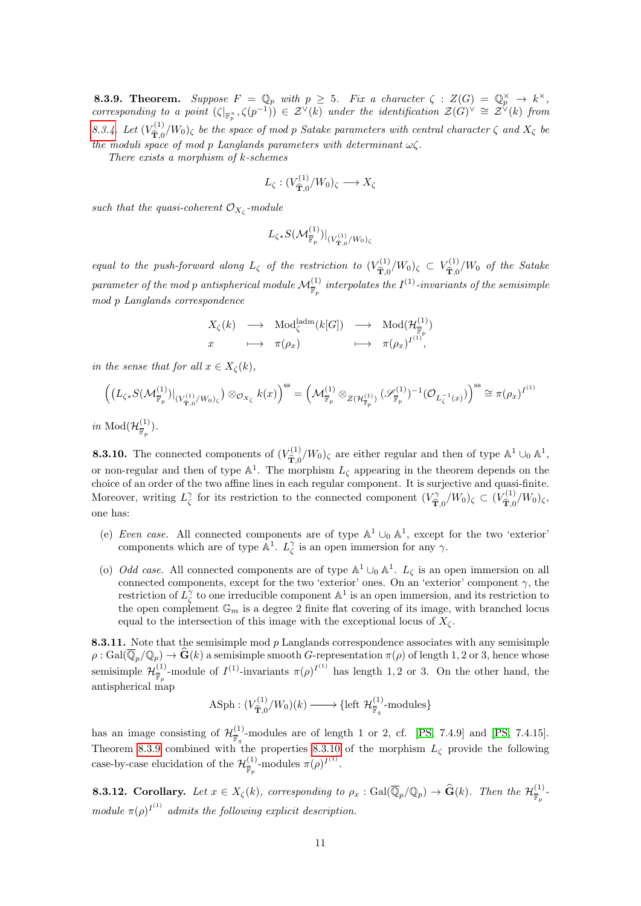**8.3.9. Theorem.** *Suppose $F = \mathbb{Q}_p$ with $p \geq 5$. Fix a character $\zeta : Z(G) = \mathbb{Q}_p^\times \to k^\times$, corresponding to a point $(\zeta|_{\mathbb{F}_p^\times}, \zeta(p^{-1})) \in \mathcal{Z}^\vee(k)$ under the identification $\mathcal{Z}(G)^\vee \cong \mathcal{Z}^\vee(k)$ from 8.3.4. Let $(V^{(1)}_{\widehat{\mathbf{T}},0}/W_0)_\zeta$ be the space of mod p Satake parameters with central character $\zeta$ and $X_\zeta$ be the moduli space of mod p Langlands parameters with determinant $\omega\zeta$.*

*There exists a morphism of k-schemes*

$$L_\zeta : (V^{(1)}_{\widehat{\mathbf{T}},0}/W_0)_\zeta \longrightarrow X_\zeta$$

*such that the quasi-coherent $\mathcal{O}_{X_\zeta}$-module*

$$L_{\zeta *} S(\mathcal{M}^{(1)}_{\overline{\mathbb{F}}_p})|_{(V^{(1)}_{\widehat{\mathbf{T}},0}/W_0)_\zeta}$$

*equal to the push-forward along $L_\zeta$ of the restriction to $(V^{(1)}_{\widehat{\mathbf{T}},0}/W_0)_\zeta \subset V^{(1)}_{\widehat{\mathbf{T}},0}/W_0$ of the Satake parameter of the mod p antispherical module $\mathcal{M}^{(1)}_{\overline{\mathbb{F}}_p}$ interpolates the $I^{(1)}$-invariants of the semisimple mod p Langlands correspondence*

$$\begin{array}{ccccc} X_\zeta(k) & \longrightarrow & \mathrm{Mod}^{\mathrm{ladm}}_\zeta(k[G]) & \longrightarrow & \mathrm{Mod}(\mathcal{H}^{(1)}_{\overline{\mathbb{F}}_p}) \\ x & \longmapsto & \pi(\rho_x) & \longmapsto & \pi(\rho_x)^{I^{(1)}}, \end{array}$$

*in the sense that for all $x \in X_\zeta(k)$,*

$$\Big(\big(L_{\zeta *} S(\mathcal{M}^{(1)}_{\overline{\mathbb{F}}_p})|_{(V^{(1)}_{\widehat{\mathbf{T}},0}/W_0)_\zeta}\big) \otimes_{\mathcal{O}_{X_\zeta}} k(x)\Big)^{\mathrm{ss}} = \Big(\mathcal{M}^{(1)}_{\overline{\mathbb{F}}_p} \otimes_{Z(\mathcal{H}^{(1)}_{\overline{\mathbb{F}}_p})} (\mathscr{S}^{(1)}_{\overline{\mathbb{F}}_p})^{-1}(\mathcal{O}_{L_\zeta^{-1}(x)})\Big)^{\mathrm{ss}} \cong \pi(\rho_x)^{I^{(1)}}$$

*in $\mathrm{Mod}(\mathcal{H}^{(1)}_{\overline{\mathbb{F}}_p})$.*

**8.3.10.** The connected components of $(V^{(1)}_{\widehat{\mathbf{T}},0}/W_0)_\zeta$ are either regular and then of type $\mathbb{A}^1 \cup_0 \mathbb{A}^1$, or non-regular and then of type $\mathbb{A}^1$. The morphism $L_\zeta$ appearing in the theorem depends on the choice of an order of the two affine lines in each regular component. It is surjective and quasi-finite. Moreover, writing $L_\zeta^\gamma$ for its restriction to the connected component $(V^\gamma_{\widehat{\mathbf{T}},0}/W_0)_\zeta \subset (V^{(1)}_{\widehat{\mathbf{T}},0}/W_0)_\zeta$, one has:

- (e) *Even case.* All connected components are of type $\mathbb{A}^1 \cup_0 \mathbb{A}^1$, except for the two 'exterior' components which are of type $\mathbb{A}^1$. $L_\zeta^\gamma$ is an open immersion for any $\gamma$.
- (o) *Odd case.* All connected components are of type $\mathbb{A}^1 \cup_0 \mathbb{A}^1$. $L_\zeta$ is an open immersion on all connected components, except for the two 'exterior' ones. On an 'exterior' component $\gamma$, the restriction of $L_\zeta^\gamma$ to one irreducible component $\mathbb{A}^1$ is an open immersion, and its restriction to the open complement $\mathbb{G}_m$ is a degree 2 finite flat covering of its image, with branched locus equal to the intersection of this image with the exceptional locus of $X_\zeta$.

**8.3.11.** Note that the semisimple mod $p$ Langlands correspondence associates with any semisimple $\rho : \mathrm{Gal}(\overline{\mathbb{Q}}_p/\mathbb{Q}_p) \to \widehat{\mathbf{G}}(k)$ a semisimple smooth $G$-representation $\pi(\rho)$ of length 1, 2 or 3, hence whose semisimple $\mathcal{H}^{(1)}_{\overline{\mathbb{F}}_p}$-module of $I^{(1)}$-invariants $\pi(\rho)^{I^{(1)}}$ has length 1, 2 or 3. On the other hand, the antispherical map

$$\mathrm{ASph} : (V^{(1)}_{\widehat{\mathbf{T}},0}/W_0)(k) \longrightarrow \{\text{left } \mathcal{H}^{(1)}_{\overline{\mathbb{F}}_q}\text{-modules}\}$$

has an image consisting of $\mathcal{H}^{(1)}_{\overline{\mathbb{F}}_q}$-modules are of length 1 or 2, cf. [PS, 7.4.9] and [PS, 7.4.15]. Theorem 8.3.9 combined with the properties 8.3.10 of the morphism $L_\zeta$ provide the following case-by-case elucidation of the $\mathcal{H}^{(1)}_{\overline{\mathbb{F}}_p}$-modules $\pi(\rho)^{I^{(1)}}$.

**8.3.12. Corollary.** *Let $x \in X_\zeta(k)$, corresponding to $\rho_x : \mathrm{Gal}(\overline{\mathbb{Q}}_p/\mathbb{Q}_p) \to \widehat{\mathbf{G}}(k)$. Then the $\mathcal{H}^{(1)}_{\overline{\mathbb{F}}_p}$-module $\pi(\rho)^{I^{(1)}}$ admits the following explicit description.*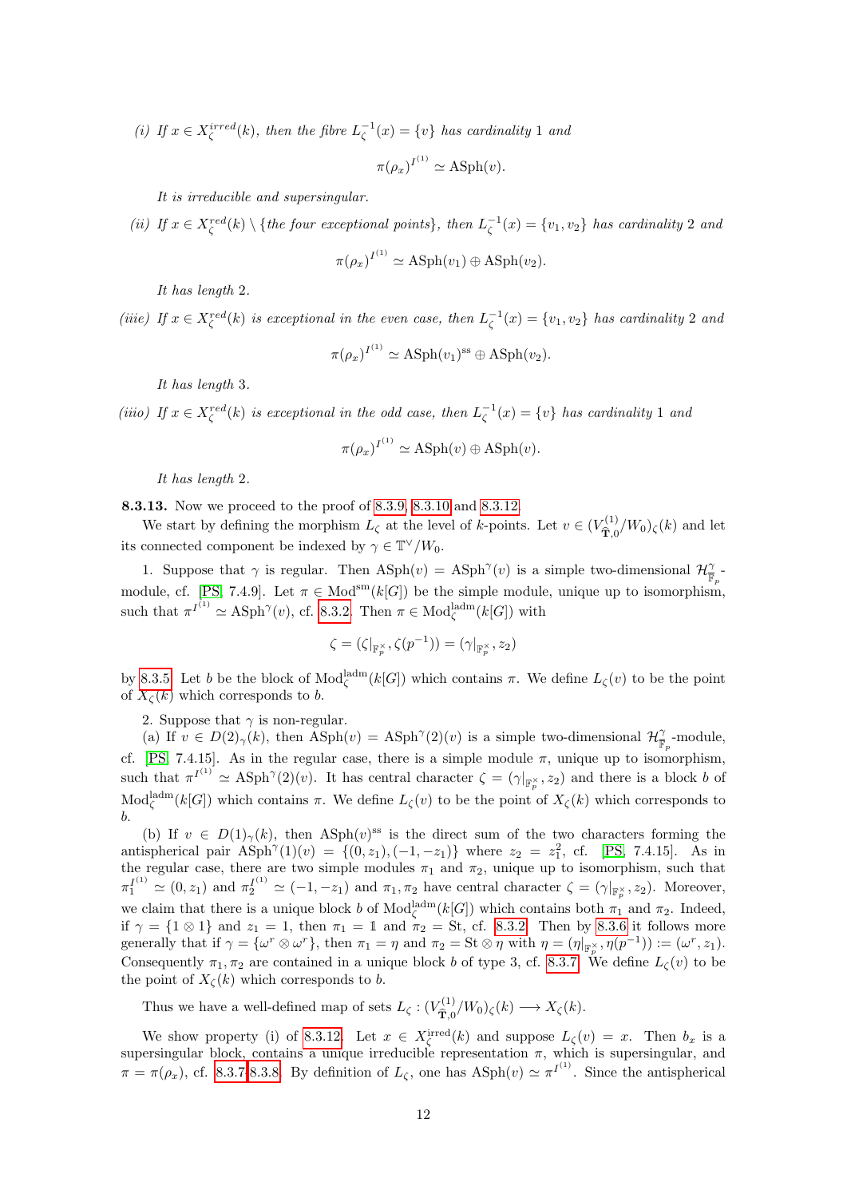*(i) If $x \in X_\zeta^{irred}(k)$, then the fibre $L_\zeta^{-1}(x) = \{v\}$ has cardinality 1 and*

$$\pi(\rho_x)^{I^{(1)}} \simeq \mathrm{ASph}(v).$$

*It is irreducible and supersingular.*

*(ii) If $x \in X_\zeta^{red}(k) \setminus \{$the four exceptional points$\}$, then $L_\zeta^{-1}(x) = \{v_1, v_2\}$ has cardinality 2 and*

$$\pi(\rho_x)^{I^{(1)}} \simeq \mathrm{ASph}(v_1) \oplus \mathrm{ASph}(v_2).$$

*It has length 2.*

*(iiie) If $x \in X_\zeta^{red}(k)$ is exceptional in the even case, then $L_\zeta^{-1}(x) = \{v_1, v_2\}$ has cardinality 2 and*

$$\pi(\rho_x)^{I^{(1)}} \simeq \mathrm{ASph}(v_1)^{\mathrm{ss}} \oplus \mathrm{ASph}(v_2).$$

*It has length 3.*

*(iiio) If $x \in X_\zeta^{red}(k)$ is exceptional in the odd case, then $L_\zeta^{-1}(x) = \{v\}$ has cardinality 1 and*

$$\pi(\rho_x)^{I^{(1)}} \simeq \mathrm{ASph}(v) \oplus \mathrm{ASph}(v).$$

*It has length 2.*

**8.3.13.** Now we proceed to the proof of 8.3.9, 8.3.10 and 8.3.12.

We start by defining the morphism $L_\zeta$ at the level of $k$-points. Let $v \in (V_{\widehat{\mathbf{T}},0}^{(1)}/W_0)_\zeta(k)$ and let its connected component be indexed by $\gamma \in \mathbb{T}^\vee/W_0$.

1. Suppose that $\gamma$ is regular. Then $\mathrm{ASph}(v) = \mathrm{ASph}^\gamma(v)$ is a simple two-dimensional $\mathcal{H}_{\overline{\mathbb{F}}_p}^\gamma$-module, cf. [PS, 7.4.9]. Let $\pi \in \mathrm{Mod}^{\mathrm{sm}}(k[G])$ be the simple module, unique up to isomorphism, such that $\pi^{I^{(1)}} \simeq \mathrm{ASph}^\gamma(v)$, cf. 8.3.2. Then $\pi \in \mathrm{Mod}_\zeta^{\mathrm{ladm}}(k[G])$ with

$$\zeta = (\zeta|_{\mathbb{F}_p^\times}, \zeta(p^{-1})) = (\gamma|_{\mathbb{F}_p^\times}, z_2)$$

by 8.3.5. Let $b$ be the block of $\mathrm{Mod}_\zeta^{\mathrm{ladm}}(k[G])$ which contains $\pi$. We define $L_\zeta(v)$ to be the point of $X_\zeta(k)$ which corresponds to $b$.

2. Suppose that $\gamma$ is non-regular.

(a) If $v \in D(2)_\gamma(k)$, then $\mathrm{ASph}(v) = \mathrm{ASph}^\gamma(2)(v)$ is a simple two-dimensional $\mathcal{H}_{\overline{\mathbb{F}}_p}^\gamma$-module, cf. [PS, 7.4.15]. As in the regular case, there is a simple module $\pi$, unique up to isomorphism, such that $\pi^{I^{(1)}} \simeq \mathrm{ASph}^\gamma(2)(v)$. It has central character $\zeta = (\gamma|_{\mathbb{F}_p^\times}, z_2)$ and there is a block $b$ of $\mathrm{Mod}_\zeta^{\mathrm{ladm}}(k[G])$ which contains $\pi$. We define $L_\zeta(v)$ to be the point of $X_\zeta(k)$ which corresponds to $b$.

(b) If $v \in D(1)_\gamma(k)$, then $\mathrm{ASph}(v)^{\mathrm{ss}}$ is the direct sum of the two characters forming the antispherical pair $\mathrm{ASph}^\gamma(1)(v) = \{(0, z_1), (-1, -z_1)\}$ where $z_2 = z_1^2$, cf. [PS, 7.4.15]. As in the regular case, there are two simple modules $\pi_1$ and $\pi_2$, unique up to isomorphism, such that $\pi_1^{I^{(1)}} \simeq (0, z_1)$ and $\pi_2^{I^{(1)}} \simeq (-1, -z_1)$ and $\pi_1, \pi_2$ have central character $\zeta = (\gamma|_{\mathbb{F}_p^\times}, z_2)$. Moreover, we claim that there is a unique block $b$ of $\mathrm{Mod}_\zeta^{\mathrm{ladm}}(k[G])$ which contains both $\pi_1$ and $\pi_2$. Indeed, if $\gamma = \{1 \otimes 1\}$ and $z_1 = 1$, then $\pi_1 = \mathbb{1}$ and $\pi_2 = \mathrm{St}$, cf. 8.3.2. Then by 8.3.6 it follows more generally that if $\gamma = \{\omega^r \otimes \omega^r\}$, then $\pi_1 = \eta$ and $\pi_2 = \mathrm{St} \otimes \eta$ with $\eta = (\eta|_{\mathbb{F}_p^\times}, \eta(p^{-1})) := (\omega^r, z_1)$. Consequently $\pi_1, \pi_2$ are contained in a unique block $b$ of type 3, cf. 8.3.7. We define $L_\zeta(v)$ to be the point of $X_\zeta(k)$ which corresponds to $b$.

Thus we have a well-defined map of sets $L_\zeta : (V_{\widehat{\mathbf{T}},0}^{(1)}/W_0)_\zeta(k) \longrightarrow X_\zeta(k)$.

We show property (i) of 8.3.12. Let $x \in X_\zeta^{\mathrm{irred}}(k)$ and suppose $L_\zeta(v) = x$. Then $b_x$ is a supersingular block, contains a unique irreducible representation $\pi$, which is supersingular, and $\pi = \pi(\rho_x)$, cf. 8.3.7, 8.3.8. By definition of $L_\zeta$, one has $\mathrm{ASph}(v) \simeq \pi^{I^{(1)}}$. Since the antispherical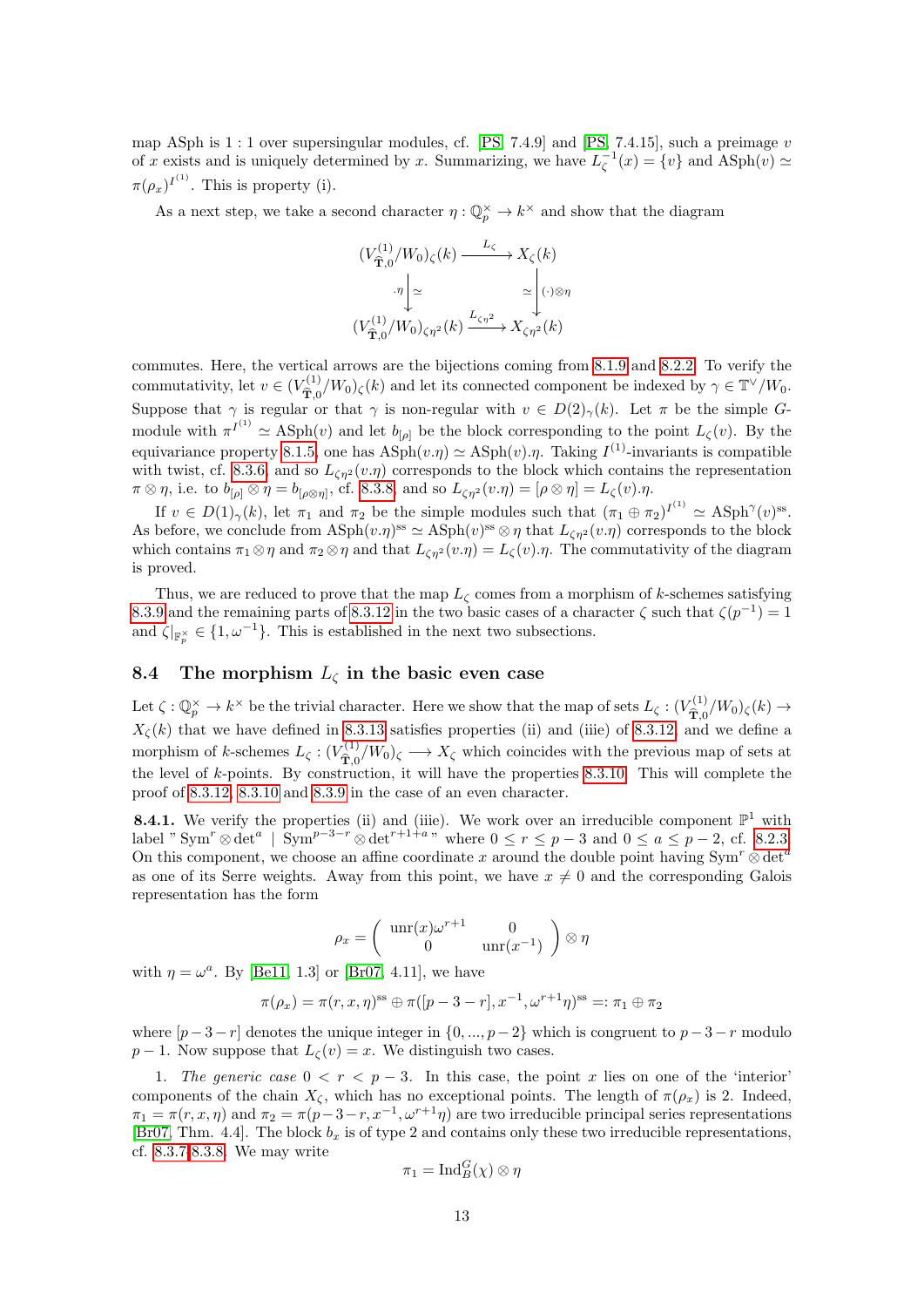map ASph is $1:1$ over supersingular modules, cf. [PS, 7.4.9] and [PS, 7.4.15], such a preimage $v$ of $x$ exists and is uniquely determined by $x$. Summarizing, we have $L_\zeta^{-1}(x) = \{v\}$ and $\mathrm{ASph}(v) \simeq \pi(\rho_x)^{I^{(1)}}$. This is property (i).

As a next step, we take a second character $\eta : \mathbb{Q}_p^\times \to k^\times$ and show that the diagram

$$
\begin{array}{ccc}
(V_{\widehat{\mathbf{T}},0}^{(1)}/W_0)_\zeta(k) & \xrightarrow{L_\zeta} & X_\zeta(k) \\
\cdot\eta \big\downarrow \simeq & & \simeq \big\downarrow (\cdot)\otimes\eta \\
(V_{\widehat{\mathbf{T}},0}^{(1)}/W_0)_{\zeta\eta^2}(k) & \xrightarrow{L_{\zeta\eta^2}} & X_{\zeta\eta^2}(k)
\end{array}
$$

commutes. Here, the vertical arrows are the bijections coming from 8.1.9 and 8.2.2. To verify the commutativity, let $v \in (V_{\widehat{\mathbf{T}},0}^{(1)}/W_0)_\zeta(k)$ and let its connected component be indexed by $\gamma \in \mathbb{T}^\vee/W_0$. Suppose that $\gamma$ is regular or that $\gamma$ is non-regular with $v \in D(2)_\gamma(k)$. Let $\pi$ be the simple $G$-module with $\pi^{I^{(1)}} \simeq \mathrm{ASph}(v)$ and let $b_{[\rho]}$ be the block corresponding to the point $L_\zeta(v)$. By the equivariance property 8.1.5, one has $\mathrm{ASph}(v.\eta) \simeq \mathrm{ASph}(v).\eta$. Taking $I^{(1)}$-invariants is compatible with twist, cf. 8.3.6, and so $L_{\zeta\eta^2}(v.\eta)$ corresponds to the block which contains the representation $\pi \otimes \eta$, i.e. to $b_{[\rho]} \otimes \eta = b_{[\rho\otimes\eta]}$, cf. 8.3.8, and so $L_{\zeta\eta^2}(v.\eta) = [\rho\otimes\eta] = L_\zeta(v).\eta$.

If $v \in D(1)_\gamma(k)$, let $\pi_1$ and $\pi_2$ be the simple modules such that $(\pi_1 \oplus \pi_2)^{I^{(1)}} \simeq \mathrm{ASph}^\gamma(v)^{\mathrm{ss}}$. As before, we conclude from $\mathrm{ASph}(v.\eta)^{\mathrm{ss}} \simeq \mathrm{ASph}(v)^{\mathrm{ss}} \otimes \eta$ that $L_{\zeta\eta^2}(v.\eta)$ corresponds to the block which contains $\pi_1 \otimes \eta$ and $\pi_2 \otimes \eta$ and that $L_{\zeta\eta^2}(v.\eta) = L_\zeta(v).\eta$. The commutativity of the diagram is proved.

Thus, we are reduced to prove that the map $L_\zeta$ comes from a morphism of $k$-schemes satisfying 8.3.9 and the remaining parts of 8.3.12 in the two basic cases of a character $\zeta$ such that $\zeta(p^{-1}) = 1$ and $\zeta|_{\mathbb{F}_p^\times} \in \{1, \omega^{-1}\}$. This is established in the next two subsections.

## 8.4 The morphism $L_\zeta$ in the basic even case

Let $\zeta : \mathbb{Q}_p^\times \to k^\times$ be the trivial character. Here we show that the map of sets $L_\zeta : (V_{\widehat{\mathbf{T}},0}^{(1)}/W_0)_\zeta(k) \to X_\zeta(k)$ that we have defined in 8.3.13 satisfies properties (ii) and (iiie) of 8.3.12, and we define a morphism of $k$-schemes $L_\zeta : (V_{\widehat{\mathbf{T}},0}^{(1)}/W_0)_\zeta \longrightarrow X_\zeta$ which coincides with the previous map of sets at the level of $k$-points. By construction, it will have the properties 8.3.10. This will complete the proof of 8.3.12, 8.3.10 and 8.3.9 in the case of an even character.

**8.4.1.** We verify the properties (ii) and (iiie). We work over an irreducible component $\mathbb{P}^1$ with label " $\mathrm{Sym}^r \otimes \det^a \mid \mathrm{Sym}^{p-3-r} \otimes \det^{r+1+a}$ " where $0 \le r \le p-3$ and $0 \le a \le p-2$, cf. 8.2.3. On this component, we choose an affine coordinate $x$ around the double point having $\mathrm{Sym}^r \otimes \det^a$ as one of its Serre weights. Away from this point, we have $x \ne 0$ and the corresponding Galois representation has the form

$$
\rho_x = \begin{pmatrix} \mathrm{unr}(x)\omega^{r+1} & 0 \\ 0 & \mathrm{unr}(x^{-1}) \end{pmatrix} \otimes \eta
$$

with $\eta = \omega^a$. By [Be11, 1.3] or [Br07, 4.11], we have

$$
\pi(\rho_x) = \pi(r, x, \eta)^{\mathrm{ss}} \oplus \pi([p-3-r], x^{-1}, \omega^{r+1}\eta)^{\mathrm{ss}} =: \pi_1 \oplus \pi_2
$$

where $[p-3-r]$ denotes the unique integer in $\{0, ..., p-2\}$ which is congruent to $p-3-r$ modulo $p-1$. Now suppose that $L_\zeta(v) = x$. We distinguish two cases.

1. *The generic case* $0 < r < p-3$. In this case, the point $x$ lies on one of the 'interior' components of the chain $X_\zeta$, which has no exceptional points. The length of $\pi(\rho_x)$ is 2. Indeed, $\pi_1 = \pi(r, x, \eta)$ and $\pi_2 = \pi(p-3-r, x^{-1}, \omega^{r+1}\eta)$ are two irreducible principal series representations [Br07, Thm. 4.4]. The block $b_x$ is of type 2 and contains only these two irreducible representations, cf. 8.3.7-8.3.8. We may write

$$
\pi_1 = \mathrm{Ind}_B^G(\chi) \otimes \eta
$$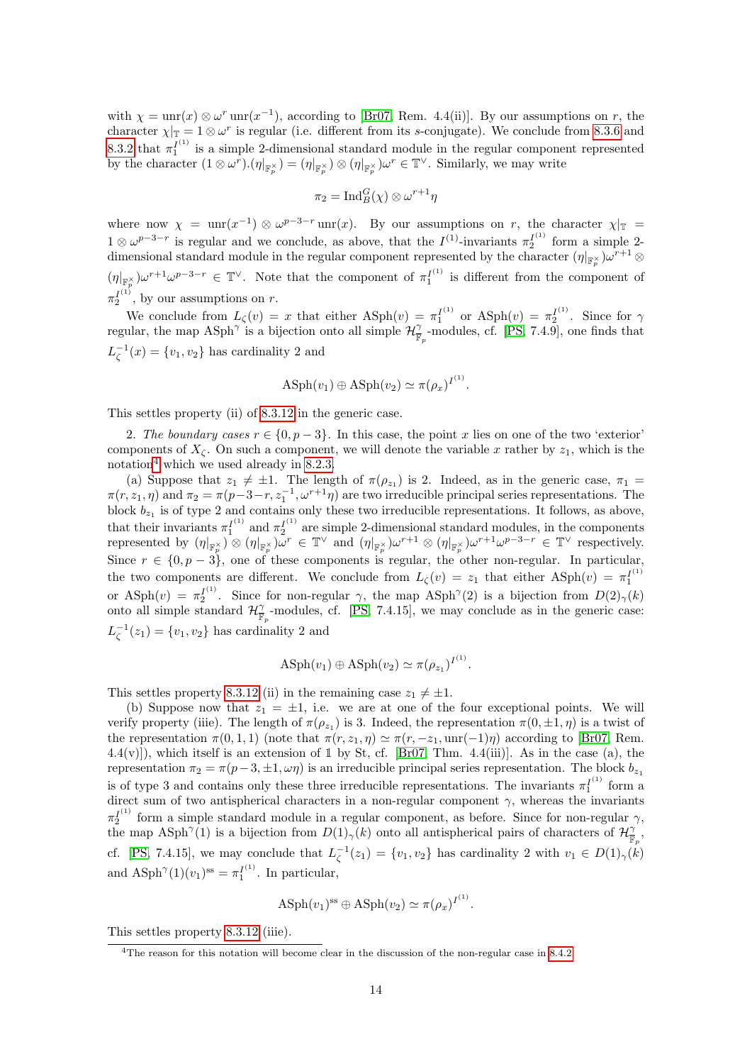with $\chi = \mathrm{unr}(x) \otimes \omega^r \,\mathrm{unr}(x^{-1})$, according to [Br07, Rem. 4.4(ii)]. By our assumptions on $r$, the character $\chi|_{\mathbb{T}} = 1 \otimes \omega^r$ is regular (i.e. different from its $s$-conjugate). We conclude from 8.3.6 and 8.3.2 that $\pi_1^{I^{(1)}}$ is a simple 2-dimensional standard module in the regular component represented by the character $(1 \otimes \omega^r).(\eta|_{\mathbb{F}_p^\times}) = (\eta|_{\mathbb{F}_p^\times}) \otimes (\eta|_{\mathbb{F}_p^\times})\omega^r \in \mathbb{T}^\vee$. Similarly, we may write

$$\pi_2 = \mathrm{Ind}_B^G(\chi) \otimes \omega^{r+1}\eta$$

where now $\chi = \mathrm{unr}(x^{-1}) \otimes \omega^{p-3-r}\,\mathrm{unr}(x)$. By our assumptions on $r$, the character $\chi|_{\mathbb{T}} = 1 \otimes \omega^{p-3-r}$ is regular and we conclude, as above, that the $I^{(1)}$-invariants $\pi_2^{I^{(1)}}$ form a simple 2-dimensional standard module in the regular component represented by the character $(\eta|_{\mathbb{F}_p^\times})\omega^{r+1} \otimes (\eta|_{\mathbb{F}_p^\times})\omega^{r+1}\omega^{p-3-r} \in \mathbb{T}^\vee$. Note that the component of $\pi_1^{I^{(1)}}$ is different from the component of $\pi_2^{I^{(1)}}$, by our assumptions on $r$.

We conclude from $L_\zeta(v) = x$ that either $\mathrm{ASph}(v) = \pi_1^{I^{(1)}}$ or $\mathrm{ASph}(v) = \pi_2^{I^{(1)}}$. Since for $\gamma$ regular, the map $\mathrm{ASph}^\gamma$ is a bijection onto all simple $\mathcal{H}^\gamma_{\overline{\mathbb{F}}_p}$-modules, cf. [PS, 7.4.9], one finds that $L_\zeta^{-1}(x) = \{v_1, v_2\}$ has cardinality 2 and

$$\mathrm{ASph}(v_1) \oplus \mathrm{ASph}(v_2) \simeq \pi(\rho_x)^{I^{(1)}}.$$

This settles property (ii) of 8.3.12 in the generic case.

2. *The boundary cases $r \in \{0, p-3\}$.* In this case, the point $x$ lies on one of the two 'exterior' components of $X_\zeta$. On such a component, we will denote the variable $x$ rather by $z_1$, which is the notation[4] which we used already in 8.2.3.

(a) Suppose that $z_1 \neq \pm 1$. The length of $\pi(\rho_{z_1})$ is 2. Indeed, as in the generic case, $\pi_1 = \pi(r, z_1, \eta)$ and $\pi_2 = \pi(p-3-r, z_1^{-1}, \omega^{r+1}\eta)$ are two irreducible principal series representations. The block $b_{z_1}$ is of type 2 and contains only these two irreducible representations. It follows, as above, that their invariants $\pi_1^{I^{(1)}}$ and $\pi_2^{I^{(1)}}$ are simple 2-dimensional standard modules, in the components represented by $(\eta|_{\mathbb{F}_p^\times}) \otimes (\eta|_{\mathbb{F}_p^\times})\omega^r \in \mathbb{T}^\vee$ and $(\eta|_{\mathbb{F}_p^\times})\omega^{r+1} \otimes (\eta|_{\mathbb{F}_p^\times})\omega^{r+1}\omega^{p-3-r} \in \mathbb{T}^\vee$ respectively. Since $r \in \{0, p-3\}$, one of these components is regular, the other non-regular. In particular, the two components are different. We conclude from $L_\zeta(v) = z_1$ that either $\mathrm{ASph}(v) = \pi_1^{I^{(1)}}$ or $\mathrm{ASph}(v) = \pi_2^{I^{(1)}}$. Since for non-regular $\gamma$, the map $\mathrm{ASph}^\gamma(2)$ is a bijection from $D(2)_\gamma(k)$ onto all simple standard $\mathcal{H}^\gamma_{\overline{\mathbb{F}}_p}$-modules, cf. [PS, 7.4.15], we may conclude as in the generic case: $L_\zeta^{-1}(z_1) = \{v_1, v_2\}$ has cardinality 2 and

$$\mathrm{ASph}(v_1) \oplus \mathrm{ASph}(v_2) \simeq \pi(\rho_{z_1})^{I^{(1)}}.$$

This settles property 8.3.12 (ii) in the remaining case $z_1 \neq \pm 1$.

(b) Suppose now that $z_1 = \pm 1$, i.e. we are at one of the four exceptional points. We will verify property (iiie). The length of $\pi(\rho_{z_1})$ is 3. Indeed, the representation $\pi(0, \pm 1, \eta)$ is a twist of the representation $\pi(0, 1, 1)$ (note that $\pi(r, z_1, \eta) \simeq \pi(r, -z_1, \mathrm{unr}(-1)\eta)$ according to [Br07, Rem. 4.4(v)]), which itself is an extension of $\mathbb{1}$ by St, cf. [Br07, Thm. 4.4(iii)]. As in the case (a), the representation $\pi_2 = \pi(p-3, \pm 1, \omega\eta)$ is an irreducible principal series representation. The block $b_{z_1}$ is of type 3 and contains only these three irreducible representations. The invariants $\pi_1^{I^{(1)}}$ form a direct sum of two antispherical characters in a non-regular component $\gamma$, whereas the invariants $\pi_2^{I^{(1)}}$ form a simple standard module in a regular component, as before. Since for non-regular $\gamma$, the map $\mathrm{ASph}^\gamma(1)$ is a bijection from $D(1)_\gamma(k)$ onto all antispherical pairs of characters of $\mathcal{H}^\gamma_{\overline{\mathbb{F}}_p}$, cf. [PS, 7.4.15], we may conclude that $L_\zeta^{-1}(z_1) = \{v_1, v_2\}$ has cardinality 2 with $v_1 \in D(1)_\gamma(k)$ and $\mathrm{ASph}^\gamma(1)(v_1)^{\mathrm{ss}} = \pi_1^{I^{(1)}}$. In particular,

$$\mathrm{ASph}(v_1)^{\mathrm{ss}} \oplus \mathrm{ASph}(v_2) \simeq \pi(\rho_x)^{I^{(1)}}.$$

This settles property 8.3.12 (iiie).

[4] The reason for this notation will become clear in the discussion of the non-regular case in 8.4.2.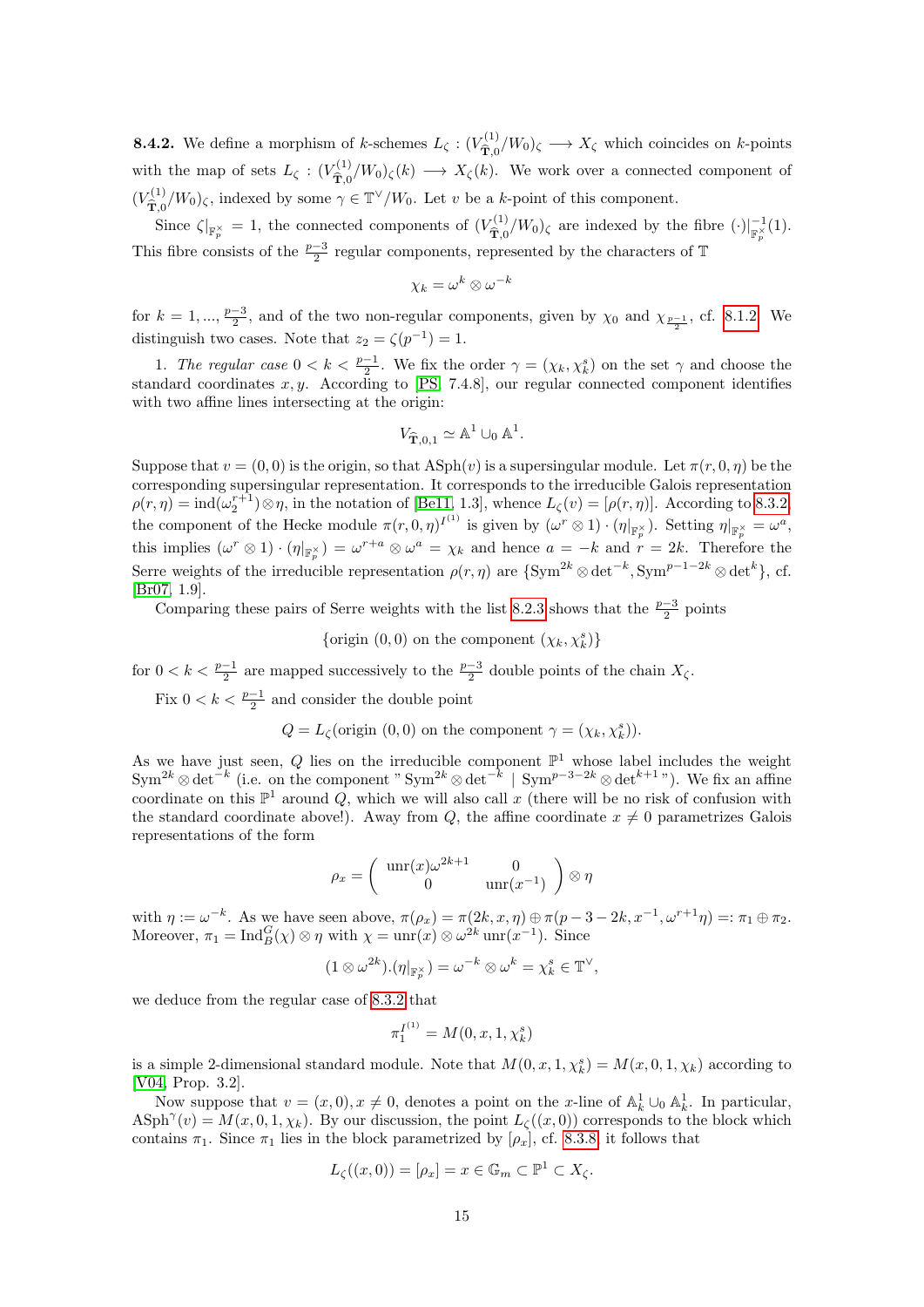**8.4.2.** We define a morphism of $k$-schemes $L_\zeta : (V^{(1)}_{\widehat{\mathbf{T}},0}/W_0)_\zeta \longrightarrow X_\zeta$ which coincides on $k$-points with the map of sets $L_\zeta : (V^{(1)}_{\widehat{\mathbf{T}},0}/W_0)_\zeta(k) \longrightarrow X_\zeta(k)$. We work over a connected component of $(V^{(1)}_{\widehat{\mathbf{T}},0}/W_0)_\zeta$, indexed by some $\gamma \in \mathbb{T}^\vee/W_0$. Let $v$ be a $k$-point of this component.

Since $\zeta|_{\mathbb{F}_p^\times} = 1$, the connected components of $(V^{(1)}_{\widehat{\mathbf{T}},0}/W_0)_\zeta$ are indexed by the fibre $(\cdot)|^{-1}_{\mathbb{F}_p^\times}(1)$. This fibre consists of the $\frac{p-3}{2}$ regular components, represented by the characters of $\mathbb{T}$

$$\chi_k = \omega^k \otimes \omega^{-k}$$

for $k = 1, ..., \frac{p-3}{2}$, and of the two non-regular components, given by $\chi_0$ and $\chi_{\frac{p-1}{2}}$, cf. 8.1.2. We distinguish two cases. Note that $z_2 = \zeta(p^{-1}) = 1$.

1. *The regular case* $0 < k < \frac{p-1}{2}$. We fix the order $\gamma = (\chi_k, \chi_k^s)$ on the set $\gamma$ and choose the standard coordinates $x, y$. According to [PS, 7.4.8], our regular connected component identifies with two affine lines intersecting at the origin:

$$V_{\widehat{\mathbf{T}},0,1} \simeq \mathbb{A}^1 \cup_0 \mathbb{A}^1.$$

Suppose that $v = (0,0)$ is the origin, so that $\mathrm{ASph}(v)$ is a supersingular module. Let $\pi(r, 0, \eta)$ be the corresponding supersingular representation. It corresponds to the irreducible Galois representation $\rho(r,\eta) = \mathrm{ind}(\omega_2^{r+1}) \otimes \eta$, in the notation of [Be11, 1.3], whence $L_\zeta(v) = [\rho(r, \eta)]$. According to 8.3.2, the component of the Hecke module $\pi(r, 0, \eta)^{I^{(1)}}$ is given by $(\omega^r \otimes 1) \cdot (\eta|_{\mathbb{F}_p^\times})$. Setting $\eta|_{\mathbb{F}_p^\times} = \omega^a$, this implies $(\omega^r \otimes 1) \cdot (\eta|_{\mathbb{F}_p^\times}) = \omega^{r+a} \otimes \omega^a = \chi_k$ and hence $a = -k$ and $r = 2k$. Therefore the Serre weights of the irreducible representation $\rho(r, \eta)$ are $\{\mathrm{Sym}^{2k} \otimes \det^{-k}, \mathrm{Sym}^{p-1-2k} \otimes \det^k\}$, cf. [Br07, 1.9].

Comparing these pairs of Serre weights with the list 8.2.3 shows that the $\frac{p-3}{2}$ points

$$\{\text{origin } (0,0) \text{ on the component } (\chi_k, \chi_k^s)\}$$

for $0 < k < \frac{p-1}{2}$ are mapped successively to the $\frac{p-3}{2}$ double points of the chain $X_\zeta$.

Fix $0 < k < \frac{p-1}{2}$ and consider the double point

$$Q = L_\zeta(\text{origin } (0,0) \text{ on the component } \gamma = (\chi_k, \chi_k^s)).$$

As we have just seen, $Q$ lies on the irreducible component $\mathbb{P}^1$ whose label includes the weight $\mathrm{Sym}^{2k} \otimes \det^{-k}$ (i.e. on the component " $\mathrm{Sym}^{2k} \otimes \det^{-k} \mid \mathrm{Sym}^{p-3-2k} \otimes \det^{k+1}$ "). We fix an affine coordinate on this $\mathbb{P}^1$ around $Q$, which we will also call $x$ (there will be no risk of confusion with the standard coordinate above!). Away from $Q$, the affine coordinate $x \neq 0$ parametrizes Galois representations of the form

$$\rho_x = \begin{pmatrix} \mathrm{unr}(x)\omega^{2k+1} & 0 \\ 0 & \mathrm{unr}(x^{-1}) \end{pmatrix} \otimes \eta$$

with $\eta := \omega^{-k}$. As we have seen above, $\pi(\rho_x) = \pi(2k, x, \eta) \oplus \pi(p-3-2k, x^{-1}, \omega^{r+1}\eta) =: \pi_1 \oplus \pi_2$. Moreover, $\pi_1 = \mathrm{Ind}_B^G(\chi) \otimes \eta$ with $\chi = \mathrm{unr}(x) \otimes \omega^{2k}\,\mathrm{unr}(x^{-1})$. Since

$$(1 \otimes \omega^{2k}).(\eta|_{\mathbb{F}_p^\times}) = \omega^{-k} \otimes \omega^k = \chi_k^s \in \mathbb{T}^\vee,$$

we deduce from the regular case of 8.3.2 that

$$\pi_1^{I^{(1)}} = M(0, x, 1, \chi_k^s)$$

is a simple 2-dimensional standard module. Note that $M(0, x, 1, \chi_k^s) = M(x, 0, 1, \chi_k)$ according to [V04, Prop. 3.2].

Now suppose that $v = (x, 0), x \neq 0$, denotes a point on the $x$-line of $\mathbb{A}^1_k \cup_0 \mathbb{A}^1_k$. In particular, $\mathrm{ASph}^\gamma(v) = M(x, 0, 1, \chi_k)$. By our discussion, the point $L_\zeta((x,0))$ corresponds to the block which contains $\pi_1$. Since $\pi_1$ lies in the block parametrized by $[\rho_x]$, cf. 8.3.8, it follows that

$$L_\zeta((x, 0)) = [\rho_x] = x \in \mathbb{G}_m \subset \mathbb{P}^1 \subset X_\zeta.$$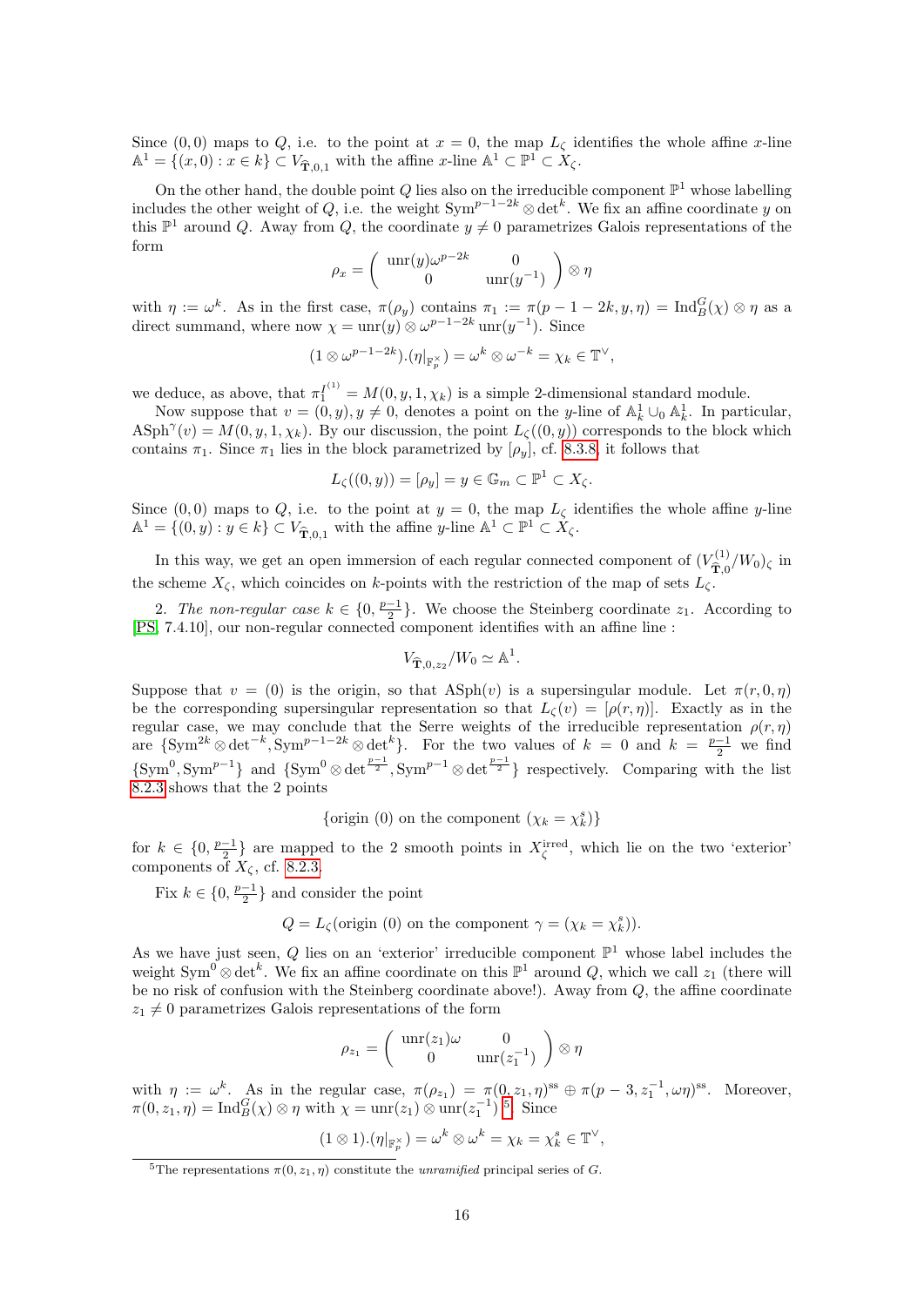Since $(0,0)$ maps to $Q$, i.e. to the point at $x=0$, the map $L_\zeta$ identifies the whole affine $x$-line $\mathbb{A}^1 = \{(x,0) : x \in k\} \subset V_{\widehat{\mathbf{T}},0,1}$ with the affine $x$-line $\mathbb{A}^1 \subset \mathbb{P}^1 \subset X_\zeta$.

On the other hand, the double point $Q$ lies also on the irreducible component $\mathbb{P}^1$ whose labelling includes the other weight of $Q$, i.e. the weight $\mathrm{Sym}^{p-1-2k} \otimes \det^k$. We fix an affine coordinate $y$ on this $\mathbb{P}^1$ around $Q$. Away from $Q$, the coordinate $y \neq 0$ parametrizes Galois representations of the form

$$\rho_x = \begin{pmatrix} \mathrm{unr}(y)\omega^{p-2k} & 0 \\ 0 & \mathrm{unr}(y^{-1}) \end{pmatrix} \otimes \eta$$

with $\eta := \omega^k$. As in the first case, $\pi(\rho_y)$ contains $\pi_1 := \pi(p-1-2k, y, \eta) = \mathrm{Ind}_B^G(\chi) \otimes \eta$ as a direct summand, where now $\chi = \mathrm{unr}(y) \otimes \omega^{p-1-2k}\,\mathrm{unr}(y^{-1})$. Since

$$(1 \otimes \omega^{p-1-2k}).(\eta|_{\mathbb{F}_p^\times}) = \omega^k \otimes \omega^{-k} = \chi_k \in \mathbb{T}^\vee,$$

we deduce, as above, that $\pi_1^{I^{(1)}} = M(0, y, 1, \chi_k)$ is a simple 2-dimensional standard module.

Now suppose that $v = (0,y), y \neq 0$, denotes a point on the $y$-line of $\mathbb{A}^1_k \cup_0 \mathbb{A}^1_k$. In particular, $\mathrm{ASph}^\gamma(v) = M(0, y, 1, \chi_k)$. By our discussion, the point $L_\zeta((0,y))$ corresponds to the block which contains $\pi_1$. Since $\pi_1$ lies in the block parametrized by $[\rho_y]$, cf. 8.3.8, it follows that

$$L_\zeta((0,y)) = [\rho_y] = y \in \mathbb{G}_m \subset \mathbb{P}^1 \subset X_\zeta.$$

Since $(0,0)$ maps to $Q$, i.e. to the point at $y=0$, the map $L_\zeta$ identifies the whole affine $y$-line $\mathbb{A}^1 = \{(0,y) : y \in k\} \subset V_{\widehat{\mathbf{T}},0,1}$ with the affine $y$-line $\mathbb{A}^1 \subset \mathbb{P}^1 \subset X_\zeta$.

In this way, we get an open immersion of each regular connected component of $(V^{(1)}_{\widehat{\mathbf{T}},0}/W_0)_\zeta$ in the scheme $X_\zeta$, which coincides on $k$-points with the restriction of the map of sets $L_\zeta$.

2. *The non-regular case* $k \in \{0, \frac{p-1}{2}\}$. We choose the Steinberg coordinate $z_1$. According to [PS, 7.4.10], our non-regular connected component identifies with an affine line :

$$V_{\widehat{\mathbf{T}},0,z_2}/W_0 \simeq \mathbb{A}^1.$$

Suppose that $v = (0)$ is the origin, so that $\mathrm{ASph}(v)$ is a supersingular module. Let $\pi(r, 0, \eta)$ be the corresponding supersingular representation so that $L_\zeta(v) = [\rho(r,\eta)]$. Exactly as in the regular case, we may conclude that the Serre weights of the irreducible representation $\rho(r,\eta)$ are $\{\mathrm{Sym}^{2k} \otimes \det^{-k}, \mathrm{Sym}^{p-1-2k} \otimes \det^k\}$. For the two values of $k = 0$ and $k = \frac{p-1}{2}$ we find $\{\mathrm{Sym}^0, \mathrm{Sym}^{p-1}\}$ and $\{\mathrm{Sym}^0 \otimes \det^{\frac{p-1}{2}}, \mathrm{Sym}^{p-1} \otimes \det^{\frac{p-1}{2}}\}$ respectively. Comparing with the list 8.2.3 shows that the 2 points

$$\{\text{origin } (0) \text{ on the component } (\chi_k = \chi_k^s)\}$$

for $k \in \{0, \frac{p-1}{2}\}$ are mapped to the 2 smooth points in $X_\zeta^{\mathrm{irred}}$, which lie on the two 'exterior' components of $X_\zeta$, cf. 8.2.3.

Fix $k \in \{0, \frac{p-1}{2}\}$ and consider the point

$$Q = L_\zeta(\text{origin } (0) \text{ on the component } \gamma = (\chi_k = \chi_k^s)).$$

As we have just seen, $Q$ lies on an 'exterior' irreducible component $\mathbb{P}^1$ whose label includes the weight $\mathrm{Sym}^0 \otimes \det^k$. We fix an affine coordinate on this $\mathbb{P}^1$ around $Q$, which we call $z_1$ (there will be no risk of confusion with the Steinberg coordinate above!). Away from $Q$, the affine coordinate $z_1 \neq 0$ parametrizes Galois representations of the form

$$\rho_{z_1} = \begin{pmatrix} \mathrm{unr}(z_1)\omega & 0 \\ 0 & \mathrm{unr}(z_1^{-1}) \end{pmatrix} \otimes \eta$$

with $\eta := \omega^k$. As in the regular case, $\pi(\rho_{z_1}) = \pi(0, z_1, \eta)^{\mathrm{ss}} \oplus \pi(p-3, z_1^{-1}, \omega\eta)^{\mathrm{ss}}$. Moreover, $\pi(0, z_1, \eta) = \mathrm{Ind}_B^G(\chi) \otimes \eta$ with $\chi = \mathrm{unr}(z_1) \otimes \mathrm{unr}(z_1^{-1})$ [5]. Since

$$(1 \otimes 1).(\eta|_{\mathbb{F}_p^\times}) = \omega^k \otimes \omega^k = \chi_k = \chi_k^s \in \mathbb{T}^\vee,$$

---

[5] The representations $\pi(0, z_1, \eta)$ constitute the *unramified* principal series of $G$.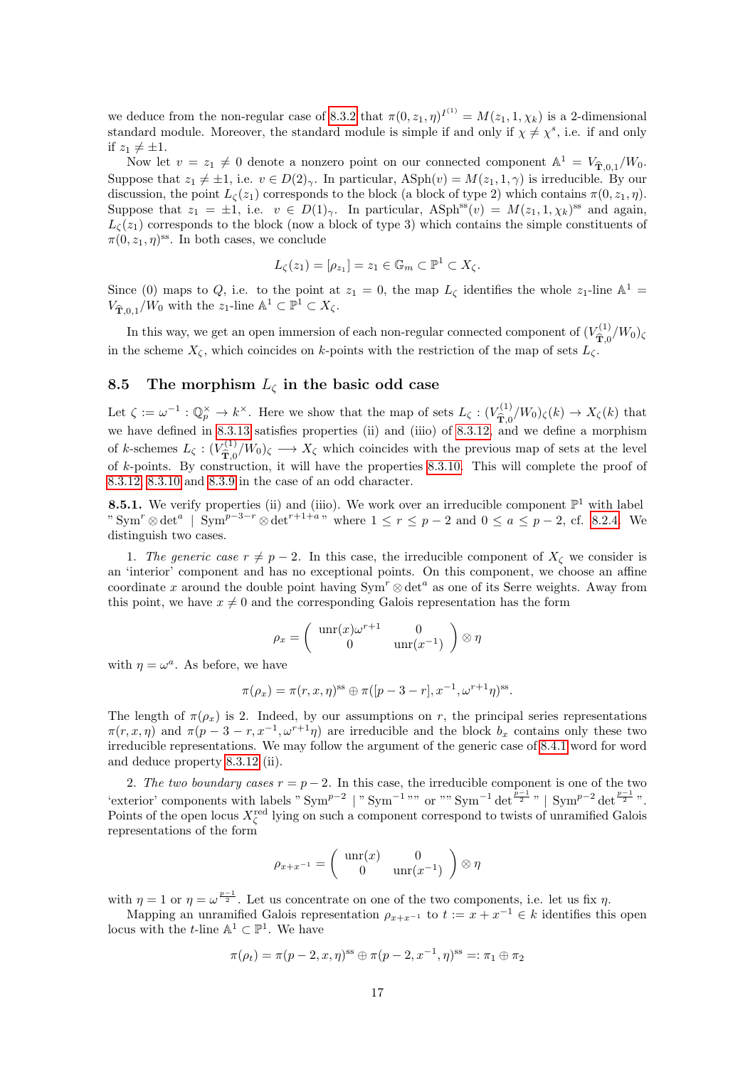we deduce from the non-regular case of 8.3.2 that $\pi(0,z_1,\eta)^{I^{(1)}} = M(z_1,1,\chi_k)$ is a 2-dimensional standard module. Moreover, the standard module is simple if and only if $\chi \neq \chi^s$, i.e. if and only if $z_1 \neq \pm 1$.

Now let $v = z_1 \neq 0$ denote a nonzero point on our connected component $\mathbb{A}^1 = V_{\widehat{\mathbf{T}},0,1}/W_0$. Suppose that $z_1 \neq \pm 1$, i.e. $v \in D(2)_\gamma$. In particular, $\mathrm{ASph}(v) = M(z_1, 1, \gamma)$ is irreducible. By our discussion, the point $L_\zeta(z_1)$ corresponds to the block (a block of type 2) which contains $\pi(0,z_1,\eta)$. Suppose that $z_1 = \pm 1$, i.e. $v \in D(1)_\gamma$. In particular, $\mathrm{ASph}^{\mathrm{ss}}(v) = M(z_1,1,\chi_k)^{\mathrm{ss}}$ and again, $L_\zeta(z_1)$ corresponds to the block (now a block of type 3) which contains the simple constituents of $\pi(0,z_1,\eta)^{\mathrm{ss}}$. In both cases, we conclude

$$L_\zeta(z_1) = [\rho_{z_1}] = z_1 \in \mathbb{G}_m \subset \mathbb{P}^1 \subset X_\zeta.$$

Since (0) maps to $Q$, i.e. to the point at $z_1 = 0$, the map $L_\zeta$ identifies the whole $z_1$-line $\mathbb{A}^1 = V_{\widehat{\mathbf{T}},0,1}/W_0$ with the $z_1$-line $\mathbb{A}^1 \subset \mathbb{P}^1 \subset X_\zeta$.

In this way, we get an open immersion of each non-regular connected component of $(V^{(1)}_{\widehat{\mathbf{T}},0}/W_0)_\zeta$ in the scheme $X_\zeta$, which coincides on $k$-points with the restriction of the map of sets $L_\zeta$.

## 8.5 The morphism $L_\zeta$ in the basic odd case

Let $\zeta := \omega^{-1} : \mathbb{Q}_p^\times \to k^\times$. Here we show that the map of sets $L_\zeta : (V^{(1)}_{\widehat{\mathbf{T}},0}/W_0)_\zeta(k) \to X_\zeta(k)$ that we have defined in 8.3.13 satisfies properties (ii) and (iiio) of 8.3.12, and we define a morphism of $k$-schemes $L_\zeta : (V^{(1)}_{\widehat{\mathbf{T}},0}/W_0)_\zeta \longrightarrow X_\zeta$ which coincides with the previous map of sets at the level of $k$-points. By construction, it will have the properties 8.3.10. This will complete the proof of 8.3.12, 8.3.10 and 8.3.9 in the case of an odd character.

**8.5.1.** We verify properties (ii) and (iiio). We work over an irreducible component $\mathbb{P}^1$ with label " $\mathrm{Sym}^r \otimes \det^a$ | $\mathrm{Sym}^{p-3-r} \otimes \det^{r+1+a}$ " where $1 \leq r \leq p-2$ and $0 \leq a \leq p-2$, cf. 8.2.4. We distinguish two cases.

1. *The generic case $r \neq p-2$.* In this case, the irreducible component of $X_\zeta$ we consider is an 'interior' component and has no exceptional points. On this component, we choose an affine coordinate $x$ around the double point having $\mathrm{Sym}^r \otimes \det^a$ as one of its Serre weights. Away from this point, we have $x \neq 0$ and the corresponding Galois representation has the form

$$\rho_x = \begin{pmatrix} \mathrm{unr}(x)\omega^{r+1} & 0 \\ 0 & \mathrm{unr}(x^{-1}) \end{pmatrix} \otimes \eta$$

with $\eta = \omega^a$. As before, we have

$$\pi(\rho_x) = \pi(r,x,\eta)^{\mathrm{ss}} \oplus \pi([p-3-r], x^{-1}, \omega^{r+1}\eta)^{\mathrm{ss}}.$$

The length of $\pi(\rho_x)$ is 2. Indeed, by our assumptions on $r$, the principal series representations $\pi(r,x,\eta)$ and $\pi(p-3-r, x^{-1}, \omega^{r+1}\eta)$ are irreducible and the block $b_x$ contains only these two irreducible representations. We may follow the argument of the generic case of 8.4.1 word for word and deduce property 8.3.12 (ii).

2. *The two boundary cases $r = p-2$.* In this case, the irreducible component is one of the two 'exterior' components with labels " $\mathrm{Sym}^{p-2}$ | " $\mathrm{Sym}^{-1}$ "" or "" $\mathrm{Sym}^{-1} \det^{\frac{p-1}{2}}$ " | $\mathrm{Sym}^{p-2} \det^{\frac{p-1}{2}}$ ". Points of the open locus $X_\zeta^{\mathrm{red}}$ lying on such a component correspond to twists of unramified Galois representations of the form

$$\rho_{x+x^{-1}} = \begin{pmatrix} \mathrm{unr}(x) & 0 \\ 0 & \mathrm{unr}(x^{-1}) \end{pmatrix} \otimes \eta$$

with $\eta = 1$ or $\eta = \omega^{\frac{p-1}{2}}$. Let us concentrate on one of the two components, i.e. let us fix $\eta$.

Mapping an unramified Galois representation $\rho_{x+x^{-1}}$ to $t := x + x^{-1} \in k$ identifies this open locus with the $t$-line $\mathbb{A}^1 \subset \mathbb{P}^1$. We have

$$\pi(\rho_t) = \pi(p-2,x,\eta)^{\mathrm{ss}} \oplus \pi(p-2,x^{-1},\eta)^{\mathrm{ss}} =: \pi_1 \oplus \pi_2$$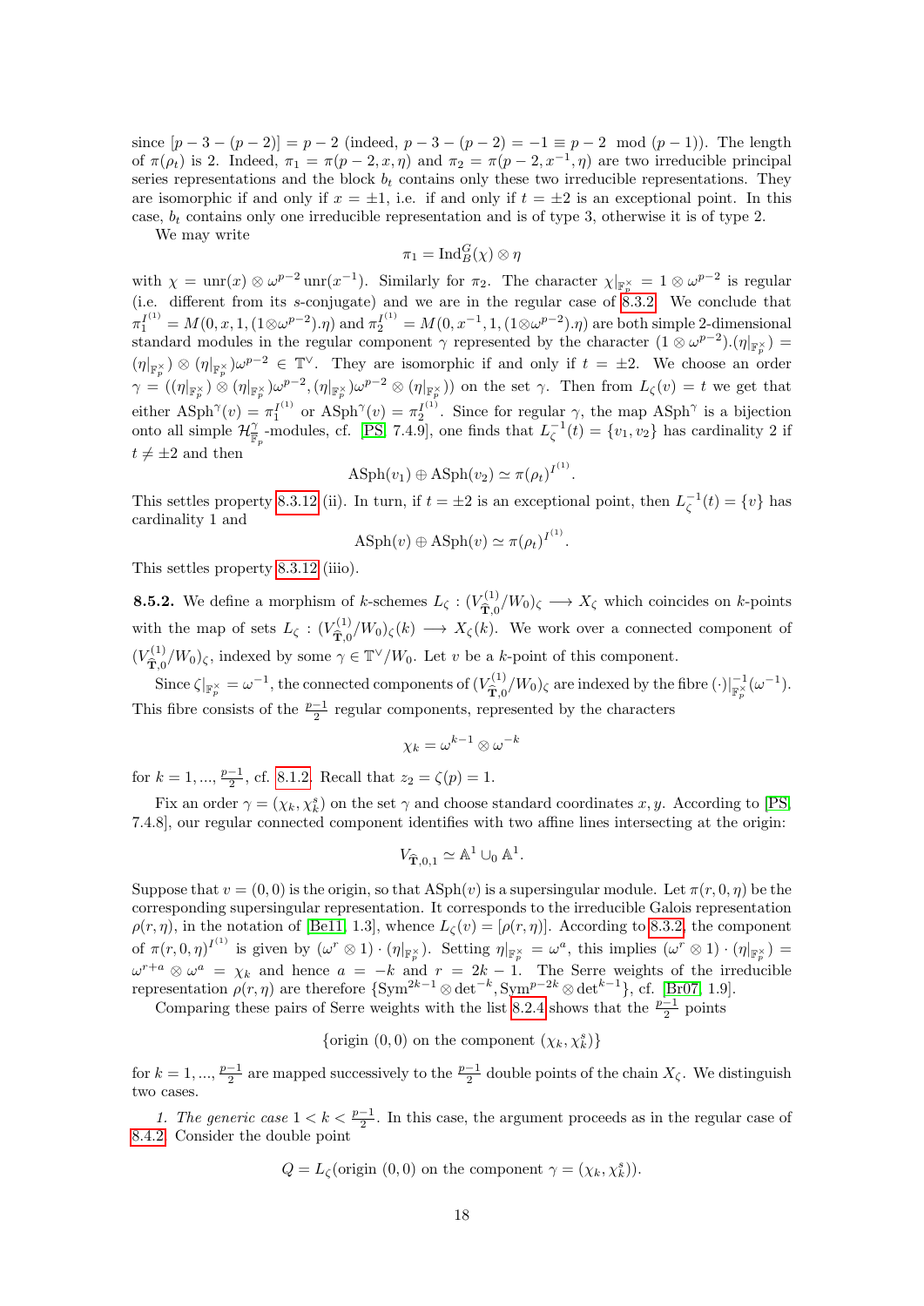since $[p-3-(p-2)] = p-2$ (indeed, $p-3-(p-2) = -1 \equiv p-2 \mod (p-1)$). The length of $\pi(\rho_t)$ is 2. Indeed, $\pi_1 = \pi(p-2, x, \eta)$ and $\pi_2 = \pi(p-2, x^{-1}, \eta)$ are two irreducible principal series representations and the block $b_t$ contains only these two irreducible representations. They are isomorphic if and only if $x = \pm 1$, i.e. if and only if $t = \pm 2$ is an exceptional point. In this case, $b_t$ contains only one irreducible representation and is of type 3, otherwise it is of type 2.

We may write

$$\pi_1 = \mathrm{Ind}_B^G(\chi) \otimes \eta$$

with $\chi = \mathrm{unr}(x) \otimes \omega^{p-2}\,\mathrm{unr}(x^{-1})$. Similarly for $\pi_2$. The character $\chi|_{\mathbb{F}_p^\times} = 1 \otimes \omega^{p-2}$ is regular (i.e. different from its $s$-conjugate) and we are in the regular case of 8.3.2. We conclude that $\pi_1^{I^{(1)}} = M(0, x, 1, (1 \otimes \omega^{p-2}).\eta)$ and $\pi_2^{I^{(1)}} = M(0, x^{-1}, 1, (1 \otimes \omega^{p-2}).\eta)$ are both simple 2-dimensional standard modules in the regular component $\gamma$ represented by the character $(1 \otimes \omega^{p-2}).(\eta|_{\mathbb{F}_p^\times}) = (\eta|_{\mathbb{F}_p^\times}) \otimes (\eta|_{\mathbb{F}_p^\times})\omega^{p-2} \in \mathbb{T}^\vee$. They are isomorphic if and only if $t = \pm 2$. We choose an order $\gamma = ((\eta|_{\mathbb{F}_p^\times}) \otimes (\eta|_{\mathbb{F}_p^\times})\omega^{p-2}, (\eta|_{\mathbb{F}_p^\times})\omega^{p-2} \otimes (\eta|_{\mathbb{F}_p^\times}))$ on the set $\gamma$. Then from $L_\zeta(v) = t$ we get that either $\mathrm{ASph}^\gamma(v) = \pi_1^{I^{(1)}}$ or $\mathrm{ASph}^\gamma(v) = \pi_2^{I^{(1)}}$. Since for regular $\gamma$, the map $\mathrm{ASph}^\gamma$ is a bijection onto all simple $\mathcal{H}^\gamma_{\overline{\mathbb{F}}_p}$-modules, cf. [PS, 7.4.9], one finds that $L_\zeta^{-1}(t) = \{v_1, v_2\}$ has cardinality 2 if $t \neq \pm 2$ and then

$$\mathrm{ASph}(v_1) \oplus \mathrm{ASph}(v_2) \simeq \pi(\rho_t)^{I^{(1)}}.$$

This settles property 8.3.12 (ii). In turn, if $t = \pm 2$ is an exceptional point, then $L_\zeta^{-1}(t) = \{v\}$ has cardinality 1 and

$$\mathrm{ASph}(v) \oplus \mathrm{ASph}(v) \simeq \pi(\rho_t)^{I^{(1)}}.$$

This settles property 8.3.12 (iiio).

**8.5.2.** We define a morphism of $k$-schemes $L_\zeta : (V^{(1)}_{\widehat{\mathbf{T}},0}/W_0)_\zeta \longrightarrow X_\zeta$ which coincides on $k$-points with the map of sets $L_\zeta : (V^{(1)}_{\widehat{\mathbf{T}},0}/W_0)_\zeta(k) \longrightarrow X_\zeta(k)$. We work over a connected component of $(V^{(1)}_{\widehat{\mathbf{T}},0}/W_0)_\zeta$, indexed by some $\gamma \in \mathbb{T}^\vee/W_0$. Let $v$ be a $k$-point of this component.

Since $\zeta|_{\mathbb{F}_p^\times} = \omega^{-1}$, the connected components of $(V^{(1)}_{\widehat{\mathbf{T}},0}/W_0)_\zeta$ are indexed by the fibre $(\cdot)|^{-1}_{\mathbb{F}_p^\times}(\omega^{-1})$. This fibre consists of the $\frac{p-1}{2}$ regular components, represented by the characters

$$\chi_k = \omega^{k-1} \otimes \omega^{-k}$$

for $k = 1, ..., \frac{p-1}{2}$, cf. 8.1.2. Recall that $z_2 = \zeta(p) = 1$.

Fix an order $\gamma = (\chi_k, \chi_k^s)$ on the set $\gamma$ and choose standard coordinates $x, y$. According to [PS, 7.4.8], our regular connected component identifies with two affine lines intersecting at the origin:

$$V_{\widehat{\mathbf{T}},0,1} \simeq \mathbb{A}^1 \cup_0 \mathbb{A}^1.$$

Suppose that $v = (0,0)$ is the origin, so that $\mathrm{ASph}(v)$ is a supersingular module. Let $\pi(r, 0, \eta)$ be the corresponding supersingular representation. It corresponds to the irreducible Galois representation $\rho(r, \eta)$, in the notation of [Be11, 1.3], whence $L_\zeta(v) = [\rho(r, \eta)]$. According to 8.3.2, the component of $\pi(r,0,\eta)^{I^{(1)}}$ is given by $(\omega^r \otimes 1) \cdot (\eta|_{\mathbb{F}_p^\times})$. Setting $\eta|_{\mathbb{F}_p^\times} = \omega^a$, this implies $(\omega^r \otimes 1) \cdot (\eta|_{\mathbb{F}_p^\times}) = \omega^{r+a} \otimes \omega^a = \chi_k$ and hence $a = -k$ and $r = 2k-1$. The Serre weights of the irreducible representation $\rho(r, \eta)$ are therefore $\{\mathrm{Sym}^{2k-1} \otimes \det^{-k}, \mathrm{Sym}^{p-2k} \otimes \det^{k-1}\}$, cf. [Br07, 1.9].

Comparing these pairs of Serre weights with the list 8.2.4 shows that the $\frac{p-1}{2}$ points

$$\{\text{origin } (0,0) \text{ on the component } (\chi_k, \chi_k^s)\}$$

for $k = 1, ..., \frac{p-1}{2}$ are mapped successively to the $\frac{p-1}{2}$ double points of the chain $X_\zeta$. We distinguish two cases.

*1. The generic case* $1 < k < \frac{p-1}{2}$. In this case, the argument proceeds as in the regular case of 8.4.2. Consider the double point

$$Q = L_\zeta(\text{origin } (0,0) \text{ on the component } \gamma = (\chi_k, \chi_k^s)).$$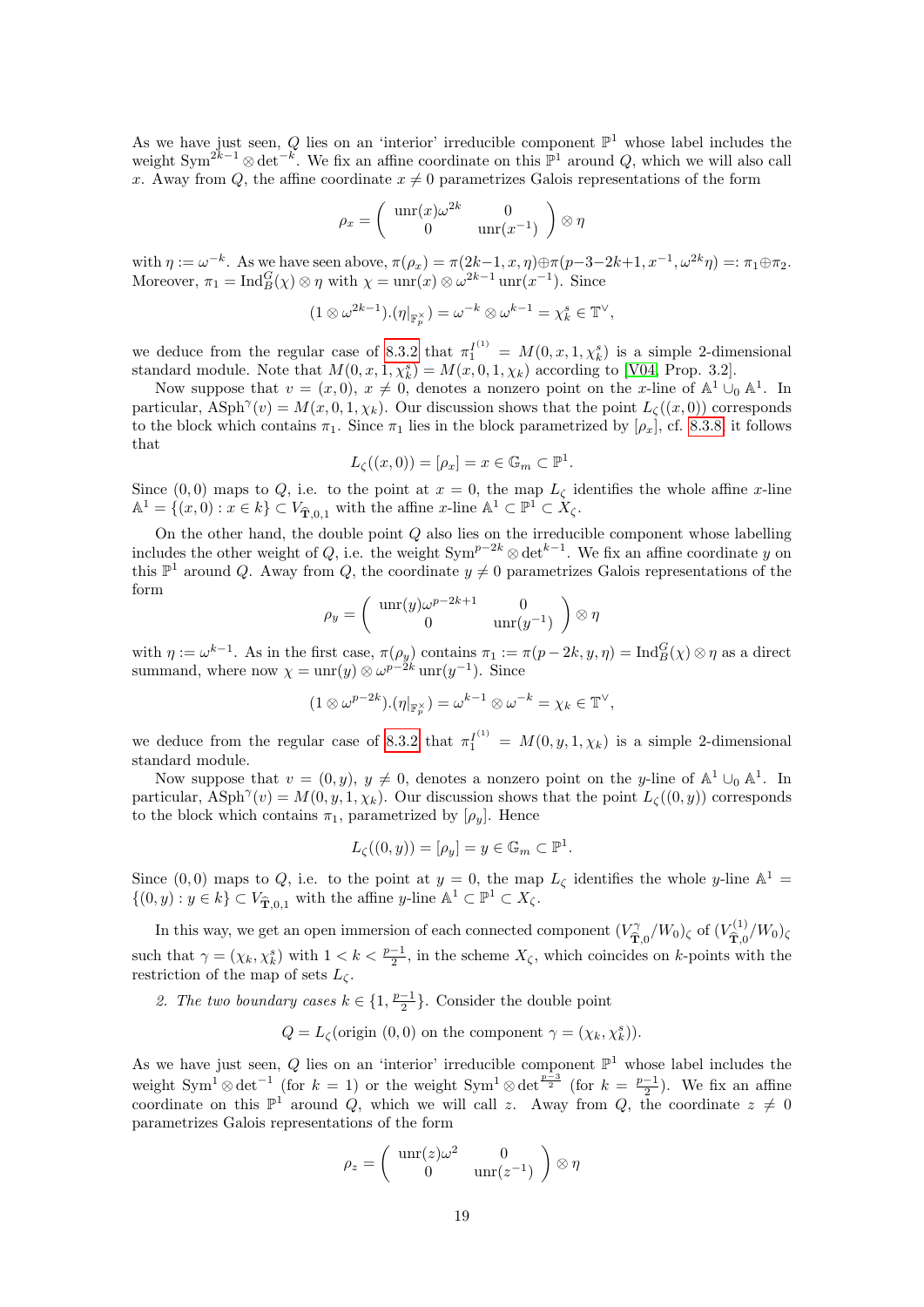As we have just seen, $Q$ lies on an 'interior' irreducible component $\mathbb{P}^1$ whose label includes the weight $\mathrm{Sym}^{2k-1}\otimes\det^{-k}$. We fix an affine coordinate on this $\mathbb{P}^1$ around $Q$, which we will also call $x$. Away from $Q$, the affine coordinate $x\neq 0$ parametrizes Galois representations of the form

$$\rho_x = \begin{pmatrix} \mathrm{unr}(x)\omega^{2k} & 0 \\ 0 & \mathrm{unr}(x^{-1}) \end{pmatrix} \otimes \eta$$

with $\eta := \omega^{-k}$. As we have seen above, $\pi(\rho_x) = \pi(2k-1, x, \eta) \oplus \pi(p-3-2k+1, x^{-1}, \omega^{2k}\eta) =: \pi_1 \oplus \pi_2$. Moreover, $\pi_1 = \mathrm{Ind}_B^G(\chi)\otimes\eta$ with $\chi = \mathrm{unr}(x)\otimes\omega^{2k-1}\mathrm{unr}(x^{-1})$. Since

$$(1\otimes\omega^{2k-1}).(\eta|_{\mathbb{F}_p^\times}) = \omega^{-k}\otimes\omega^{k-1} = \chi_k^s \in \mathbb{T}^\vee,$$

we deduce from the regular case of 8.3.2 that $\pi_1^{I^{(1)}} = M(0, x, 1, \chi_k^s)$ is a simple 2-dimensional standard module. Note that $M(0, x, 1, \chi_k^s) = M(x, 0, 1, \chi_k)$ according to [V04, Prop. 3.2].

Now suppose that $v = (x, 0)$, $x\neq 0$, denotes a nonzero point on the $x$-line of $\mathbb{A}^1 \cup_0 \mathbb{A}^1$. In particular, $\mathrm{ASph}^\gamma(v) = M(x, 0, 1, \chi_k)$. Our discussion shows that the point $L_\zeta((x,0))$ corresponds to the block which contains $\pi_1$. Since $\pi_1$ lies in the block parametrized by $[\rho_x]$, cf. 8.3.8, it follows that

$$L_\zeta((x,0)) = [\rho_x] = x \in \mathbb{G}_m \subset \mathbb{P}^1.$$

Since $(0,0)$ maps to $Q$, i.e. to the point at $x=0$, the map $L_\zeta$ identifies the whole affine $x$-line $\mathbb{A}^1 = \{(x,0) : x\in k\} \subset V_{\widehat{\mathbf{T}},0,1}$ with the affine $x$-line $\mathbb{A}^1 \subset \mathbb{P}^1 \subset X_\zeta$.

On the other hand, the double point $Q$ also lies on the irreducible component whose labelling includes the other weight of $Q$, i.e. the weight $\mathrm{Sym}^{p-2k}\otimes\det^{k-1}$. We fix an affine coordinate $y$ on this $\mathbb{P}^1$ around $Q$. Away from $Q$, the coordinate $y\neq 0$ parametrizes Galois representations of the form

$$\rho_y = \begin{pmatrix} \mathrm{unr}(y)\omega^{p-2k+1} & 0 \\ 0 & \mathrm{unr}(y^{-1}) \end{pmatrix} \otimes \eta$$

with $\eta := \omega^{k-1}$. As in the first case, $\pi(\rho_y)$ contains $\pi_1 := \pi(p-2k, y, \eta) = \mathrm{Ind}_B^G(\chi)\otimes\eta$ as a direct summand, where now $\chi = \mathrm{unr}(y)\otimes\omega^{p-2k}\mathrm{unr}(y^{-1})$. Since

$$(1\otimes\omega^{p-2k}).(\eta|_{\mathbb{F}_p^\times}) = \omega^{k-1}\otimes\omega^{-k} = \chi_k \in \mathbb{T}^\vee,$$

we deduce from the regular case of 8.3.2 that $\pi_1^{I^{(1)}} = M(0, y, 1, \chi_k)$ is a simple 2-dimensional standard module.

Now suppose that $v = (0, y)$, $y\neq 0$, denotes a nonzero point on the $y$-line of $\mathbb{A}^1 \cup_0 \mathbb{A}^1$. In particular, $\mathrm{ASph}^\gamma(v) = M(0, y, 1, \chi_k)$. Our discussion shows that the point $L_\zeta((0,y))$ corresponds to the block which contains $\pi_1$, parametrized by $[\rho_y]$. Hence

$$L_\zeta((0,y)) = [\rho_y] = y \in \mathbb{G}_m \subset \mathbb{P}^1.$$

Since $(0,0)$ maps to $Q$, i.e. to the point at $y=0$, the map $L_\zeta$ identifies the whole $y$-line $\mathbb{A}^1 = \{(0,y) : y\in k\} \subset V_{\widehat{\mathbf{T}},0,1}$ with the affine $y$-line $\mathbb{A}^1 \subset \mathbb{P}^1 \subset X_\zeta$.

In this way, we get an open immersion of each connected component $(V_{\widehat{\mathbf{T}},0}^\gamma/W_0)_\zeta$ of $(V_{\widehat{\mathbf{T}},0}^{(1)}/W_0)_\zeta$ such that $\gamma = (\chi_k, \chi_k^s)$ with $1 < k < \frac{p-1}{2}$, in the scheme $X_\zeta$, which coincides on $k$-points with the restriction of the map of sets $L_\zeta$.

*2. The two boundary cases $k\in\{1, \frac{p-1}{2}\}$.* Consider the double point

$$Q = L_\zeta(\text{origin } (0,0) \text{ on the component } \gamma = (\chi_k, \chi_k^s)).$$

As we have just seen, $Q$ lies on an 'interior' irreducible component $\mathbb{P}^1$ whose label includes the weight $\mathrm{Sym}^1\otimes\det^{-1}$ (for $k=1$) or the weight $\mathrm{Sym}^1\otimes\det^{\frac{p-3}{2}}$ (for $k=\frac{p-1}{2}$). We fix an affine coordinate on this $\mathbb{P}^1$ around $Q$, which we will call $z$. Away from $Q$, the coordinate $z\neq 0$ parametrizes Galois representations of the form

$$\rho_z = \begin{pmatrix} \mathrm{unr}(z)\omega^{2} & 0 \\ 0 & \mathrm{unr}(z^{-1}) \end{pmatrix} \otimes \eta$$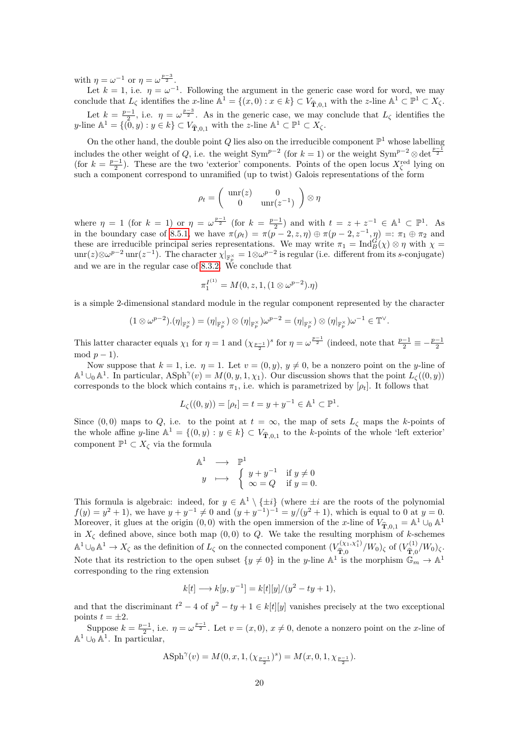with $\eta = \omega^{-1}$ or $\eta = \omega^{\frac{p-3}{2}}$.

Let $k = 1$, i.e. $\eta = \omega^{-1}$. Following the argument in the generic case word for word, we may conclude that $L_\zeta$ identifies the $x$-line $\mathbb{A}^1 = \{(x, 0) : x \in k\} \subset V_{\widehat{\mathbf{T}},0,1}$ with the $z$-line $\mathbb{A}^1 \subset \mathbb{P}^1 \subset X_\zeta$.

Let $k = \frac{p-1}{2}$, i.e. $\eta = \omega^{\frac{p-3}{2}}$. As in the generic case, we may conclude that $L_\zeta$ identifies the $y$-line $\mathbb{A}^1 = \{(0, y) : y \in k\} \subset V_{\widehat{\mathbf{T}},0,1}$ with the $z$-line $\mathbb{A}^1 \subset \mathbb{P}^1 \subset X_\zeta$.

On the other hand, the double point $Q$ lies also on the irreducible component $\mathbb{P}^1$ whose labelling includes the other weight of $Q$, i.e. the weight $\mathrm{Sym}^{p-2}$ (for $k = 1$) or the weight $\mathrm{Sym}^{p-2} \otimes \det^{\frac{p-1}{2}}$ (for $k = \frac{p-1}{2}$). These are the two 'exterior' components. Points of the open locus $X_\zeta^{\mathrm{red}}$ lying on such a component correspond to unramified (up to twist) Galois representations of the form

$$\rho_t = \begin{pmatrix} \mathrm{unr}(z) & 0 \\ 0 & \mathrm{unr}(z^{-1}) \end{pmatrix} \otimes \eta$$

where $\eta = 1$ (for $k = 1$) or $\eta = \omega^{\frac{p-1}{2}}$ (for $k = \frac{p-1}{2}$) and with $t = z + z^{-1} \in \mathbb{A}^1 \subset \mathbb{P}^1$. As in the boundary case of 8.5.1, we have $\pi(\rho_t) = \pi(p-2, z, \eta) \oplus \pi(p-2, z^{-1}, \eta) =: \pi_1 \oplus \pi_2$ and these are irreducible principal series representations. We may write $\pi_1 = \mathrm{Ind}_B^G(\chi) \otimes \eta$ with $\chi = \mathrm{unr}(z) \otimes \omega^{p-2} \mathrm{unr}(z^{-1})$. The character $\chi|_{\mathbb{F}_p^\times} = 1 \otimes \omega^{p-2}$ is regular (i.e. different from its $s$-conjugate) and we are in the regular case of 8.3.2. We conclude that

$$\pi_1^{I^{(1)}} = M(0, z, 1, (1 \otimes \omega^{p-2}).\eta)$$

is a simple 2-dimensional standard module in the regular component represented by the character

$$(1 \otimes \omega^{p-2}).(\eta|_{\mathbb{F}_p^\times}) = (\eta|_{\mathbb{F}_p^\times}) \otimes (\eta|_{\mathbb{F}_p^\times})\omega^{p-2} = (\eta|_{\mathbb{F}_p^\times}) \otimes (\eta|_{\mathbb{F}_p^\times})\omega^{-1} \in \mathbb{T}^\vee.$$

This latter character equals $\chi_1$ for $\eta = 1$ and $(\chi_{\frac{p-1}{2}})^s$ for $\eta = \omega^{\frac{p-1}{2}}$ (indeed, note that $\frac{p-1}{2} \equiv -\frac{p-1}{2}$ mod $p-1$).

Now suppose that $k = 1$, i.e. $\eta = 1$. Let $v = (0, y)$, $y \neq 0$, be a nonzero point on the $y$-line of $\mathbb{A}^1 \cup_0 \mathbb{A}^1$. In particular, $\mathrm{ASph}^\gamma(v) = M(0, y, 1, \chi_1)$. Our discussion shows that the point $L_\zeta((0, y))$ corresponds to the block which contains $\pi_1$, i.e. which is parametrized by $[\rho_t]$. It follows that

$$L_\zeta((0, y)) = [\rho_t] = t = y + y^{-1} \in \mathbb{A}^1 \subset \mathbb{P}^1.$$

Since $(0, 0)$ maps to $Q$, i.e. to the point at $t = \infty$, the map of sets $L_\zeta$ maps the $k$-points of the whole affine $y$-line $\mathbb{A}^1 = \{(0, y) : y \in k\} \subset V_{\widehat{\mathbf{T}},0,1}$ to the $k$-points of the whole 'left exterior' component $\mathbb{P}^1 \subset X_\zeta$ via the formula

$$\begin{array}{ccc} \mathbb{A}^1 & \longrightarrow & \mathbb{P}^1 \\ y & \longmapsto & \begin{cases} y + y^{-1} & \text{if } y \neq 0 \\ \infty = Q & \text{if } y = 0. \end{cases} \end{array}$$

This formula is algebraic: indeed, for $y \in \mathbb{A}^1 \setminus \{\pm i\}$ (where $\pm i$ are the roots of the polynomial $f(y) = y^2 + 1$), we have $y + y^{-1} \neq 0$ and $(y + y^{-1})^{-1} = y/(y^2 + 1)$, which is equal to 0 at $y = 0$. Moreover, it glues at the origin $(0, 0)$ with the open immersion of the $x$-line of $V_{\widehat{\mathbf{T}},0,1} = \mathbb{A}^1 \cup_0 \mathbb{A}^1$ in $X_\zeta$ defined above, since both map $(0, 0)$ to $Q$. We take the resulting morphism of $k$-schemes $\mathbb{A}^1 \cup_0 \mathbb{A}^1 \to X_\zeta$ as the definition of $L_\zeta$ on the connected component $(V_{\widehat{\mathbf{T}},0}^{(\chi_1, \chi_1^s)}/W_0)_\zeta$ of $(V_{\widehat{\mathbf{T}},0}^{(1)}/W_0)_\zeta$. Note that its restriction to the open subset $\{y \neq 0\}$ in the $y$-line $\mathbb{A}^1$ is the morphism $\mathbb{G}_m \to \mathbb{A}^1$ corresponding to the ring extension

$$k[t] \longrightarrow k[y, y^{-1}] = k[t][y]/(y^2 - ty + 1),$$

and that the discriminant $t^2 - 4$ of $y^2 - ty + 1 \in k[t][y]$ vanishes precisely at the two exceptional points $t = \pm 2$.

Suppose $k = \frac{p-1}{2}$, i.e. $\eta = \omega^{\frac{p-1}{2}}$. Let $v = (x, 0)$, $x \neq 0$, denote a nonzero point on the $x$-line of $\mathbb{A}^1 \cup_0 \mathbb{A}^1$. In particular,

$$\mathrm{ASph}^\gamma(v) = M(0, x, 1, (\chi_{\frac{p-1}{2}})^s) = M(x, 0, 1, \chi_{\frac{p-1}{2}}).$$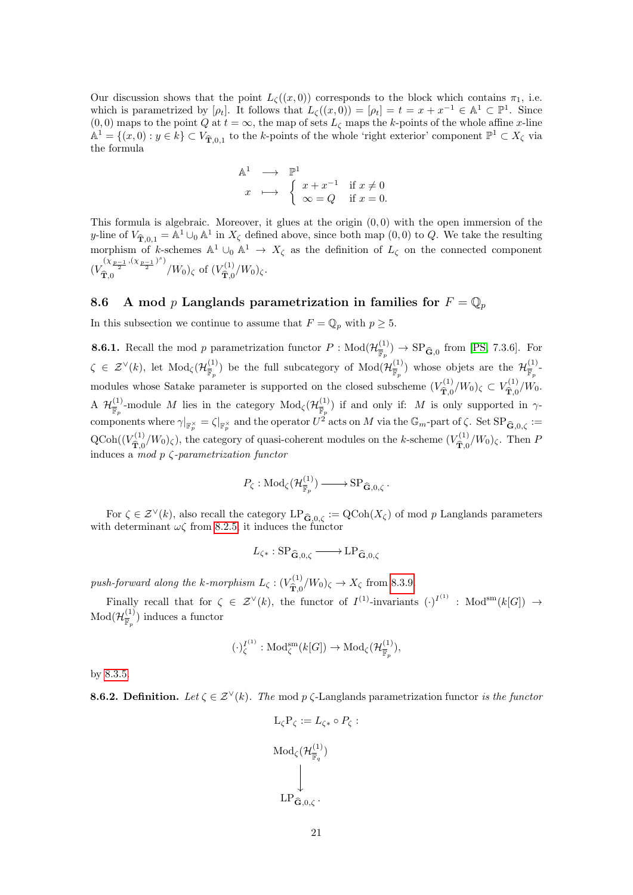Our discussion shows that the point $L_\zeta((x,0))$ corresponds to the block which contains $\pi_1$, i.e. which is parametrized by $[\rho_t]$. It follows that $L_\zeta((x,0)) = [\rho_t] = t = x + x^{-1} \in \mathbb{A}^1 \subset \mathbb{P}^1$. Since $(0,0)$ maps to the point $Q$ at $t = \infty$, the map of sets $L_\zeta$ maps the $k$-points of the whole affine $x$-line $\mathbb{A}^1 = \{(x,0) : y \in k\} \subset V_{\widehat{\mathbf{T}},0,1}$ to the $k$-points of the whole 'right exterior' component $\mathbb{P}^1 \subset X_\zeta$ via the formula

$$\begin{array}{ccl} \mathbb{A}^1 & \longrightarrow & \mathbb{P}^1 \\ x & \longmapsto & \begin{cases} x + x^{-1} & \text{if } x \neq 0 \\ \infty = Q & \text{if } x = 0. \end{cases} \end{array}$$

This formula is algebraic. Moreover, it glues at the origin $(0,0)$ with the open immersion of the $y$-line of $V_{\widehat{\mathbf{T}},0,1} = \mathbb{A}^1 \cup_0 \mathbb{A}^1$ in $X_\zeta$ defined above, since both map $(0,0)$ to $Q$. We take the resulting morphism of $k$-schemes $\mathbb{A}^1 \cup_0 \mathbb{A}^1 \to X_\zeta$ as the definition of $L_\zeta$ on the connected component $(V_{\widehat{\mathbf{T}},0}^{(\chi_{\frac{p-1}{2}},(\chi_{\frac{p-1}{2}})^s)}/W_0)_\zeta$ of $(V_{\widehat{\mathbf{T}},0}^{(1)}/W_0)_\zeta$.

## 8.6 A mod $p$ Langlands parametrization in families for $F = \mathbb{Q}_p$

In this subsection we continue to assume that $F = \mathbb{Q}_p$ with $p \geq 5$.

**8.6.1.** Recall the mod $p$ parametrization functor $P : \mathrm{Mod}(\mathcal{H}_{\overline{\mathbb{F}}_p}^{(1)}) \to \mathrm{SP}_{\widehat{\mathbf{G}},0}$ from [PS, 7.3.6]. For $\zeta \in \mathcal{Z}^\vee(k)$, let $\mathrm{Mod}_\zeta(\mathcal{H}_{\overline{\mathbb{F}}_p}^{(1)})$ be the full subcategory of $\mathrm{Mod}(\mathcal{H}_{\overline{\mathbb{F}}_p}^{(1)})$ whose objets are the $\mathcal{H}_{\overline{\mathbb{F}}_p}^{(1)}$-modules whose Satake parameter is supported on the closed subscheme $(V_{\widehat{\mathbf{T}},0}^{(1)}/W_0)_\zeta \subset V_{\widehat{\mathbf{T}},0}^{(1)}/W_0$. A $\mathcal{H}_{\overline{\mathbb{F}}_p}^{(1)}$-module $M$ lies in the category $\mathrm{Mod}_\zeta(\mathcal{H}_{\overline{\mathbb{F}}_p}^{(1)})$ if and only if: $M$ is only supported in $\gamma$-components where $\gamma|_{\mathbb{F}_p^\times} = \zeta|_{\mathbb{F}_p^\times}$ and the operator $U^2$ acts on $M$ via the $\mathbb{G}_m$-part of $\zeta$. Set $\mathrm{SP}_{\widehat{\mathbf{G}},0,\zeta} := \mathrm{QCoh}((V_{\widehat{\mathbf{T}},0}^{(1)}/W_0)_\zeta)$, the category of quasi-coherent modules on the $k$-scheme $(V_{\widehat{\mathbf{T}},0}^{(1)}/W_0)_\zeta$. Then $P$ induces a *mod $p$ $\zeta$-parametrization functor*

$$P_\zeta : \mathrm{Mod}_\zeta(\mathcal{H}_{\overline{\mathbb{F}}_p}^{(1)}) \longrightarrow \mathrm{SP}_{\widehat{\mathbf{G}},0,\zeta}\,.$$

For $\zeta \in \mathcal{Z}^\vee(k)$, also recall the category $\mathrm{LP}_{\widehat{\mathbf{G}},0,\zeta} := \mathrm{QCoh}(X_\zeta)$ of mod $p$ Langlands parameters with determinant $\omega\zeta$ from 8.2.5; it induces the functor

$$L_{\zeta *} : \mathrm{SP}_{\widehat{\mathbf{G}},0,\zeta} \longrightarrow \mathrm{LP}_{\widehat{\mathbf{G}},0,\zeta}$$

*push-forward along the $k$-morphism* $L_\zeta : (V_{\widehat{\mathbf{T}},0}^{(1)}/W_0)_\zeta \to X_\zeta$ from 8.3.9.

Finally recall that for $\zeta \in \mathcal{Z}^\vee(k)$, the functor of $I^{(1)}$-invariants $(\cdot)^{I^{(1)}} : \mathrm{Mod}^{\mathrm{sm}}(k[G]) \to \mathrm{Mod}(\mathcal{H}_{\overline{\mathbb{F}}_p}^{(1)})$ induces a functor

$$(\cdot)_\zeta^{I^{(1)}} : \mathrm{Mod}_\zeta^{\mathrm{sm}}(k[G]) \to \mathrm{Mod}_\zeta(\mathcal{H}_{\overline{\mathbb{F}}_p}^{(1)}),$$

by 8.3.5.

**8.6.2. Definition.** *Let $\zeta \in \mathcal{Z}^\vee(k)$. The* mod $p$ $\zeta$-Langlands parametrization functor *is the functor*

$$\mathrm{L}_\zeta\mathrm{P}_\zeta := L_{\zeta *} \circ P_\zeta :$$

$$\begin{array}{c} \mathrm{Mod}_\zeta(\mathcal{H}_{\overline{\mathbb{F}}_q}^{(1)}) \\ \Big\downarrow \\ \mathrm{LP}_{\widehat{\mathbf{G}},0,\zeta}\,. \end{array}$$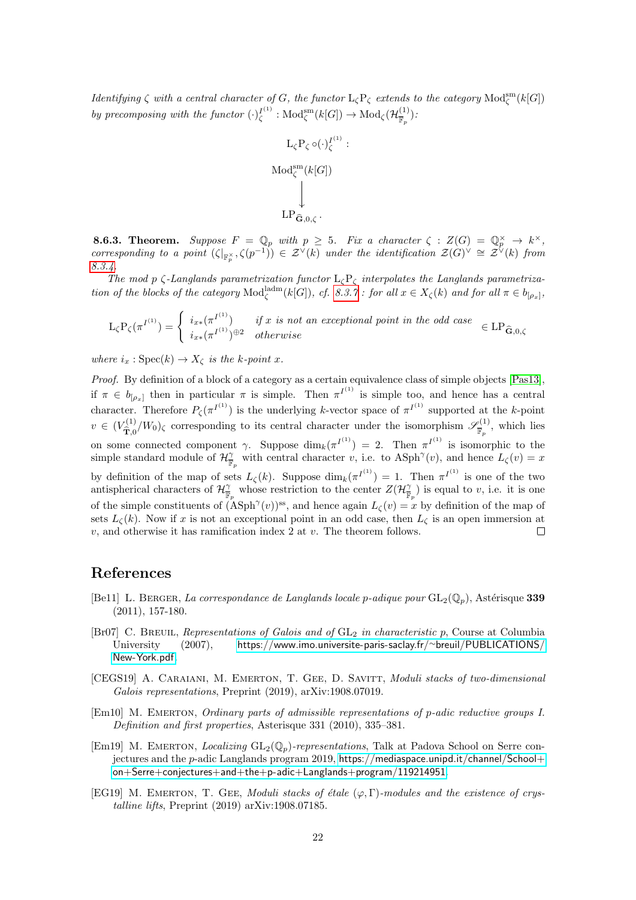*Identifying $\zeta$ with a central character of $G$, the functor $\mathrm{L}_\zeta\mathrm{P}_\zeta$ extends to the category $\mathrm{Mod}^{\mathrm{sm}}_\zeta(k[G])$ by precomposing with the functor $(\cdot)^{I^{(1)}}_\zeta : \mathrm{Mod}^{\mathrm{sm}}_\zeta(k[G]) \to \mathrm{Mod}_\zeta(\mathcal{H}^{(1)}_{\overline{\mathbb{F}}_p})$:*

$$\mathrm{L}_\zeta\mathrm{P}_\zeta \circ (\cdot)^{I^{(1)}}_\zeta : \quad \mathrm{Mod}^{\mathrm{sm}}_\zeta(k[G]) \longrightarrow \mathrm{LP}_{\widehat{\mathbf{G}},0,\zeta}.$$

**8.6.3. Theorem.** *Suppose $F = \mathbb{Q}_p$ with $p \geq 5$. Fix a character $\zeta : Z(G) = \mathbb{Q}_p^\times \to k^\times$, corresponding to a point $(\zeta|_{\mathbb{F}_p^\times}, \zeta(p^{-1})) \in \mathcal{Z}^\vee(k)$ under the identification $\mathcal{Z}(G)^\vee \cong \mathcal{Z}^\vee(k)$ from 8.3.4.*

*The mod $p$ $\zeta$-Langlands parametrization functor $\mathrm{L}_\zeta\mathrm{P}_\zeta$ interpolates the Langlands parametrization of the blocks of the category $\mathrm{Mod}^{\mathrm{ladm}}_\zeta(k[G])$, cf. 8.3.7: for all $x \in X_\zeta(k)$ and for all $\pi \in b_{[\rho_x]}$,*

$$\mathrm{L}_\zeta\mathrm{P}_\zeta(\pi^{I^{(1)}}) = \begin{cases} i_{x*}(\pi^{I^{(1)}}) & \text{if } x \text{ is not an exceptional point in the odd case} \\ i_{x*}(\pi^{I^{(1)}})^{\oplus 2} & \text{otherwise} \end{cases} \in \mathrm{LP}_{\widehat{\mathbf{G}},0,\zeta}$$

*where $i_x : \mathrm{Spec}(k) \to X_\zeta$ is the $k$-point $x$.*

*Proof.* By definition of a block of a category as a certain equivalence class of simple objects [Pas13], if $\pi \in b_{[\rho_x]}$ then in particular $\pi$ is simple. Then $\pi^{I^{(1)}}$ is simple too, and hence has a central character. Therefore $P_\zeta(\pi^{I^{(1)}})$ is the underlying $k$-vector space of $\pi^{I^{(1)}}$ supported at the $k$-point $v \in (V^{(1)}_{\widehat{\mathbf{T}},0}/W_0)_\zeta$ corresponding to its central character under the isomorphism $\mathscr{S}^{(1)}_{\overline{\mathbb{F}}_p}$, which lies on some connected component $\gamma$. Suppose $\dim_k(\pi^{I^{(1)}}) = 2$. Then $\pi^{I^{(1)}}$ is isomorphic to the simple standard module of $\mathcal{H}^\gamma_{\overline{\mathbb{F}}_p}$ with central character $v$, i.e. to $\mathrm{ASph}^\gamma(v)$, and hence $L_\zeta(v) = x$ by definition of the map of sets $L_\zeta(k)$. Suppose $\dim_k(\pi^{I^{(1)}}) = 1$. Then $\pi^{I^{(1)}}$ is one of the two antispherical characters of $\mathcal{H}^\gamma_{\overline{\mathbb{F}}_p}$ whose restriction to the center $Z(\mathcal{H}^\gamma_{\overline{\mathbb{F}}_p})$ is equal to $v$, i.e. it is one of the simple constituents of $(\mathrm{ASph}^\gamma(v))^{\mathrm{ss}}$, and hence again $L_\zeta(v) = x$ by definition of the map of sets $L_\zeta(k)$. Now if $x$ is not an exceptional point in an odd case, then $L_\zeta$ is an open immersion at $v$, and otherwise it has ramification index 2 at $v$. The theorem follows. $\square$

## References

[Be11] L. Berger, *La correspondance de Langlands locale p-adique pour* $\mathrm{GL}_2(\mathbb{Q}_p)$, Astérisque **339** (2011), 157-180.

[Br07] C. Breuil, *Representations of Galois and of* $\mathrm{GL}_2$ *in characteristic p*, Course at Columbia University (2007), https://www.imo.universite-paris-saclay.fr/~breuil/PUBLICATIONS/New-York.pdf.

[CEGS19] A. Caraiani, M. Emerton, T. Gee, D. Savitt, *Moduli stacks of two-dimensional Galois representations*, Preprint (2019), arXiv:1908.07019.

[Em10] M. Emerton, *Ordinary parts of admissible representations of p-adic reductive groups I. Definition and first properties*, Asterisque 331 (2010), 335–381.

[Em19] M. Emerton, *Localizing* $\mathrm{GL}_2(\mathbb{Q}_p)$*-representations*, Talk at Padova School on Serre conjectures and the $p$-adic Langlands program 2019, https://mediaspace.unipd.it/channel/School+on+Serre+conjectures+and+the+p-adic+Langlands+program/119214951.

[EG19] M. Emerton, T. Gee, *Moduli stacks of étale* $(\varphi, \Gamma)$*-modules and the existence of crystalline lifts*, Preprint (2019) arXiv:1908.07185.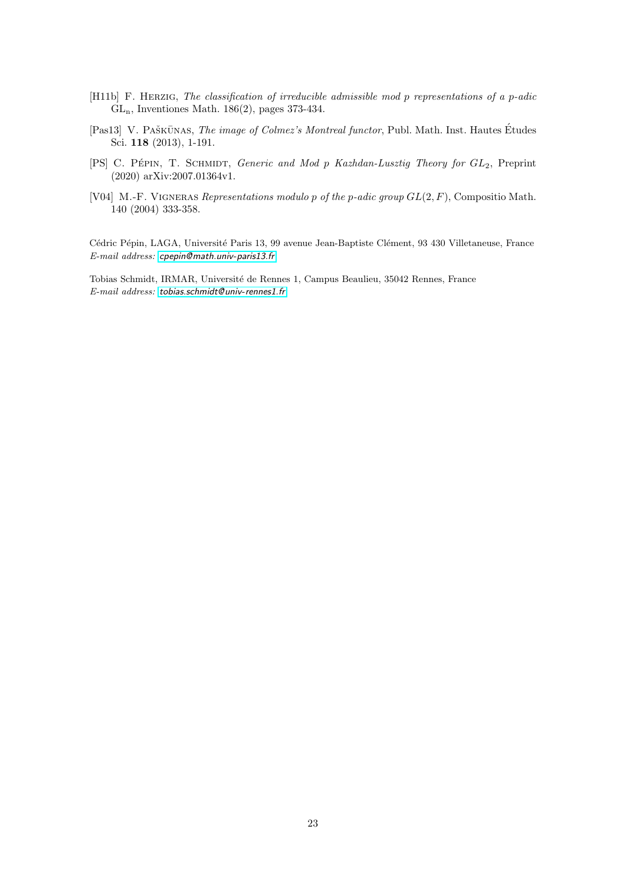[H11b] F. Herzig, *The classification of irreducible admissible mod p representations of a p-adic* $\mathrm{GL_n}$, Inventiones Math. 186(2), pages 373-434.

[Pas13] V. Paškūnas, *The image of Colmez's Montreal functor*, Publ. Math. Inst. Hautes Études Sci. **118** (2013), 1-191.

[PS] C. Pépin, T. Schmidt, *Generic and Mod p Kazhdan-Lusztig Theory for* $GL_2$, Preprint (2020) arXiv:2007.01364v1.

[V04] M.-F. Vigneras *Representations modulo p of the p-adic group* $GL(2, F)$, Compositio Math. 140 (2004) 333-358.

Cédric Pépin, LAGA, Université Paris 13, 99 avenue Jean-Baptiste Clément, 93 430 Villetaneuse, France
*E-mail address:* cpepin@math.univ-paris13.fr

Tobias Schmidt, IRMAR, Université de Rennes 1, Campus Beaulieu, 35042 Rennes, France
*E-mail address:* tobias.schmidt@univ-rennes1.fr